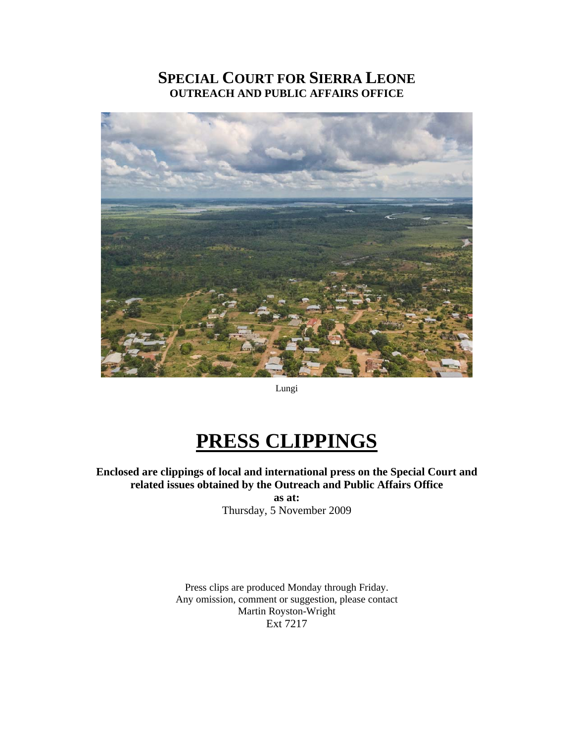# SPECIAL COURT FOR SIERRA LEONE
## OUTREACH AND PUBLIC AFFAIRS OFFICE

Lungi

# PRESS CLIPPINGS

**Enclosed are clippings of local and international press on the Special Court and related issues obtained by the Outreach and Public Affairs Office**

**as at:**

Thursday, 5 November 2009

Press clips are produced Monday through Friday.
Any omission, comment or suggestion, please contact
Martin Royston-Wright
Ext 7217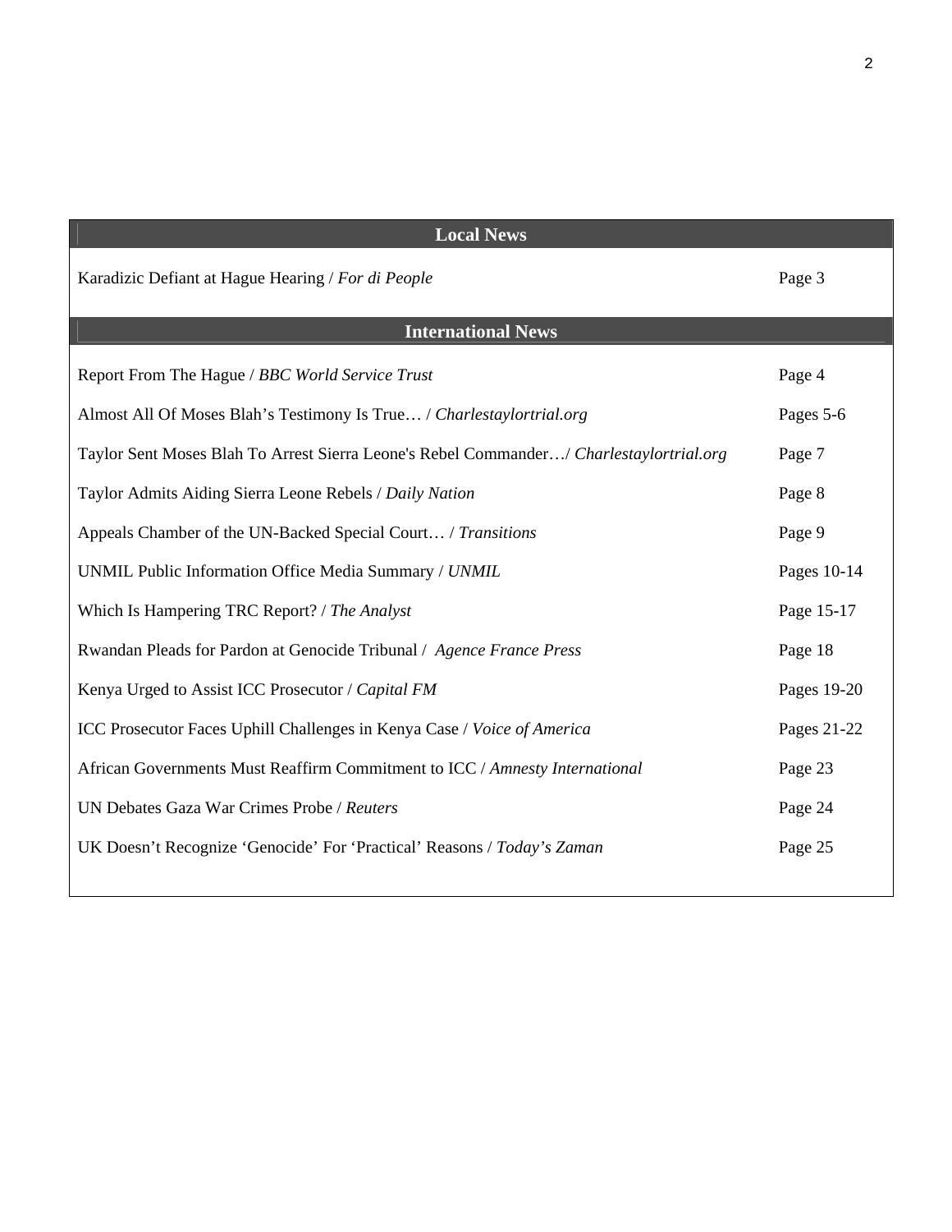## Local News

| | |
|---|---|
| Karadizic Defiant at Hague Hearing / *For di People* | Page 3 |

## International News

| | |
|---|---|
| Report From The Hague / *BBC World Service Trust* | Page 4 |
| Almost All Of Moses Blah's Testimony Is True… / *Charlestaylortrial.org* | Pages 5-6 |
| Taylor Sent Moses Blah To Arrest Sierra Leone's Rebel Commander…/ *Charlestaylortrial.org* | Page 7 |
| Taylor Admits Aiding Sierra Leone Rebels / *Daily Nation* | Page 8 |
| Appeals Chamber of the UN-Backed Special Court… / *Transitions* | Page 9 |
| UNMIL Public Information Office Media Summary / *UNMIL* | Pages 10-14 |
| Which Is Hampering TRC Report? / *The Analyst* | Page 15-17 |
| Rwandan Pleads for Pardon at Genocide Tribunal / *Agence France Press* | Page 18 |
| Kenya Urged to Assist ICC Prosecutor / *Capital FM* | Pages 19-20 |
| ICC Prosecutor Faces Uphill Challenges in Kenya Case / *Voice of America* | Pages 21-22 |
| African Governments Must Reaffirm Commitment to ICC / *Amnesty International* | Page 23 |
| UN Debates Gaza War Crimes Probe / *Reuters* | Page 24 |
| UK Doesn't Recognize 'Genocide' For 'Practical' Reasons / *Today's Zaman* | Page 25 |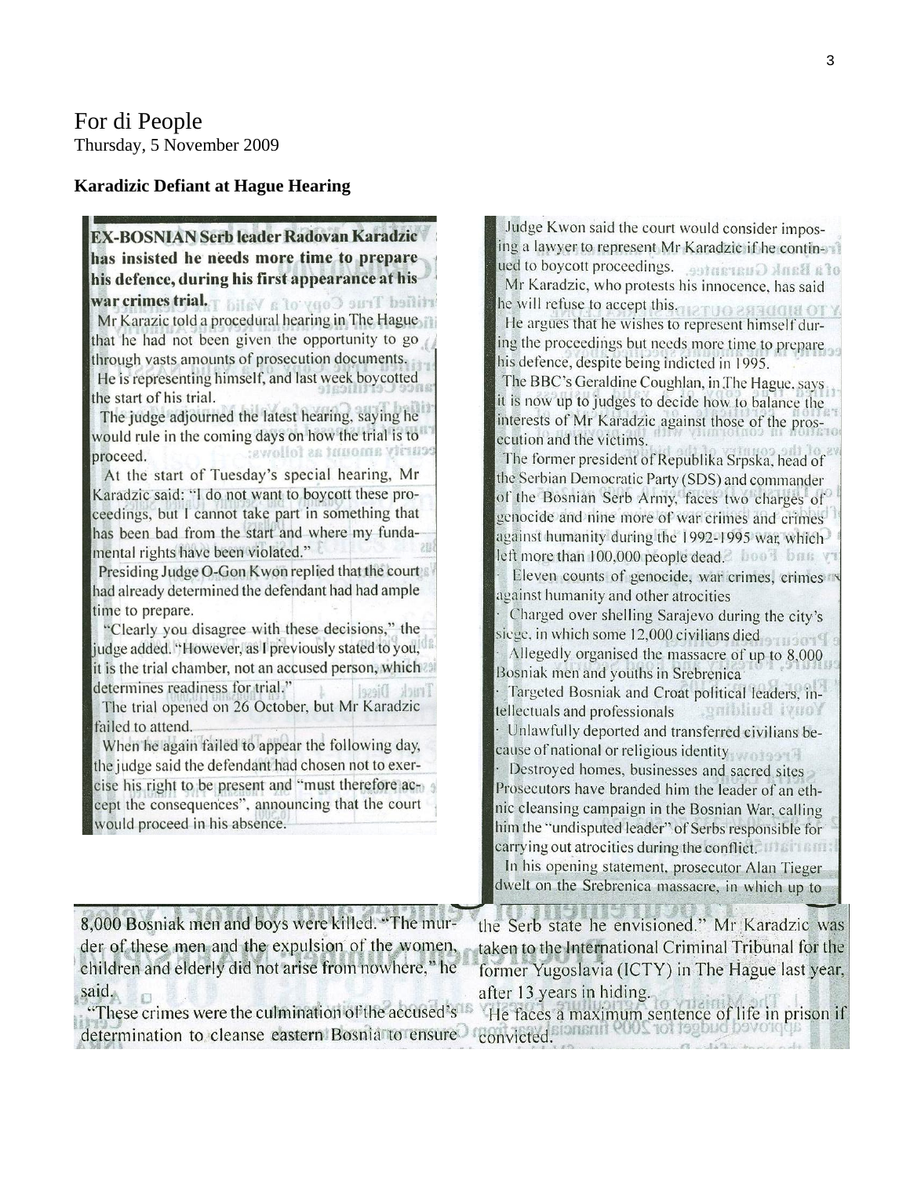For di People
Thursday, 5 November 2009

**Karadizic Defiant at Hague Hearing**

**EX-BOSNIAN Serb leader Radovan Karadzic has insisted he needs more time to prepare his defence, during his first appearance at his war crimes trial.**

Mr Karazic told a procedural hearing in The Hague that he had not been given the opportunity to go through vasts amounts of prosecution documents.

He is representing himself, and last week boycotted the start of his trial.

The judge adjourned the latest hearing, saying he would rule in the coming days on how the trial is to proceed.

At the start of Tuesday's special hearing, Mr Karadzic said: "I do not want to boycott these proceedings, but I cannot take part in something that has been bad from the start and where my fundamental rights have been violated."

Presiding Judge O-Gon Kwon replied that the court had already determined the defendant had had ample time to prepare.

"Clearly you disagree with these decisions," the judge added. "However, as I previously stated to you, it is the trial chamber, not an accused person, which determines readiness for trial."

The trial opened on 26 October, but Mr Karadzic failed to attend.

When he again failed to appear the following day, the judge said the defendant had chosen not to exercise his right to be present and "must therefore accept the consequences", announcing that the court would proceed in his absence.

Judge Kwon said the court would consider imposing a lawyer to represent Mr Karadzic if he continued to boycott proceedings.

Mr Karadzic, who protests his innocence, has said he will refuse to accept this.

He argues that he wishes to represent himself during the proceedings but needs more time to prepare his defence, despite being indicted in 1995.

The BBC's Geraldine Coughlan, in The Hague, says it is now up to judges to decide how to balance the interests of Mr Karadzic against those of the prosecution and the victims.

The former president of Republika Srpska, head of the Serbian Democratic Party (SDS) and commander of the Bosnian Serb Army, faces two charges of genocide and nine more of war crimes and crimes against humanity during the 1992-1995 war, which left more than 100,000 people dead.

- Eleven counts of genocide, war crimes, crimes against humanity and other atrocities
- Charged over shelling Sarajevo during the city's siege, in which some 12,000 civilians died
- Allegedly organised the massacre of up to 8,000 Bosniak men and youths in Srebrenica
- Targeted Bosniak and Croat political leaders, intellectuals and professionals
- Unlawfully deported and transferred civilians because of national or religious identity
- Destroyed homes, businesses and sacred sites

Prosecutors have branded him the leader of an ethnic cleansing campaign in the Bosnian War, calling him the "undisputed leader" of Serbs responsible for carrying out atrocities during the conflict.

In his opening statement, prosecutor Alan Tieger dwelt on the Srebrenica massacre, in which up to 8,000 Bosniak men and boys were killed. "The murder of these men and the expulsion of the women, children and elderly did not arise from nowhere," he said.

"These crimes were the culmination of the accused's determination to cleanse eastern Bosnia to ensure the Serb state he envisioned." Mr Karadzic was taken to the International Criminal Tribunal for the former Yugoslavia (ICTY) in The Hague last year, after 13 years in hiding.

He faces a maximum sentence of life in prison if convicted.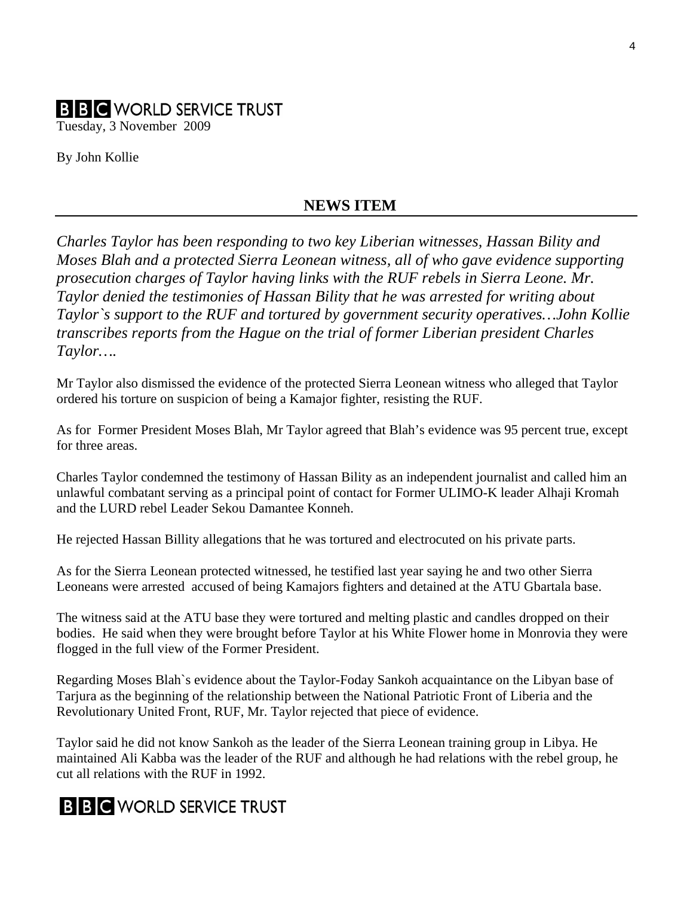**BBC WORLD SERVICE TRUST**

Tuesday, 3 November 2009

By John Kollie

## NEWS ITEM

*Charles Taylor has been responding to two key Liberian witnesses, Hassan Bility and Moses Blah and a protected Sierra Leonean witness, all of who gave evidence supporting prosecution charges of Taylor having links with the RUF rebels in Sierra Leone. Mr. Taylor denied the testimonies of Hassan Bility that he was arrested for writing about Taylor`s support to the RUF and tortured by government security operatives…John Kollie transcribes reports from the Hague on the trial of former Liberian president Charles Taylor….*

Mr Taylor also dismissed the evidence of the protected Sierra Leonean witness who alleged that Taylor ordered his torture on suspicion of being a Kamajor fighter, resisting the RUF.

As for Former President Moses Blah, Mr Taylor agreed that Blah's evidence was 95 percent true, except for three areas.

Charles Taylor condemned the testimony of Hassan Bility as an independent journalist and called him an unlawful combatant serving as a principal point of contact for Former ULIMO-K leader Alhaji Kromah and the LURD rebel Leader Sekou Damantee Konneh.

He rejected Hassan Billity allegations that he was tortured and electrocuted on his private parts.

As for the Sierra Leonean protected witnessed, he testified last year saying he and two other Sierra Leoneans were arrested accused of being Kamajors fighters and detained at the ATU Gbartala base.

The witness said at the ATU base they were tortured and melting plastic and candles dropped on their bodies. He said when they were brought before Taylor at his White Flower home in Monrovia they were flogged in the full view of the Former President.

Regarding Moses Blah`s evidence about the Taylor-Foday Sankoh acquaintance on the Libyan base of Tarjura as the beginning of the relationship between the National Patriotic Front of Liberia and the Revolutionary United Front, RUF, Mr. Taylor rejected that piece of evidence.

Taylor said he did not know Sankoh as the leader of the Sierra Leonean training group in Libya. He maintained Ali Kabba was the leader of the RUF and although he had relations with the rebel group, he cut all relations with the RUF in 1992.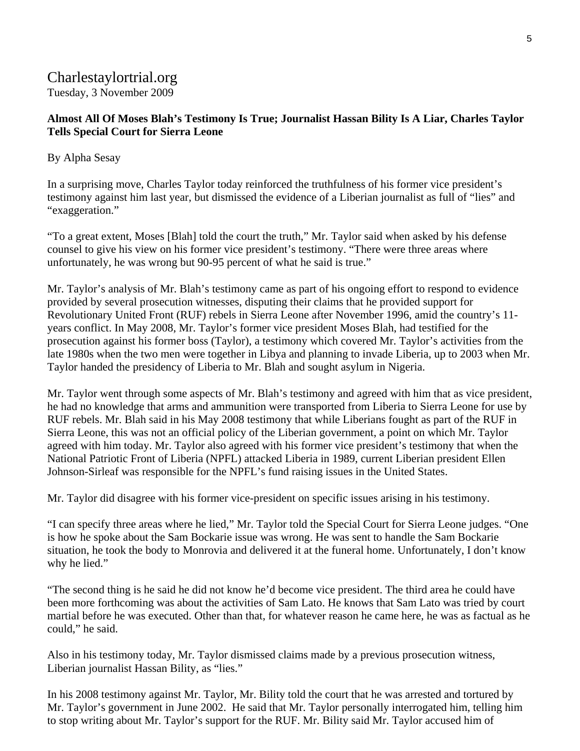Charlestaylortrial.org

Tuesday, 3 November 2009

**Almost All Of Moses Blah's Testimony Is True; Journalist Hassan Bility Is A Liar, Charles Taylor Tells Special Court for Sierra Leone**

By Alpha Sesay

In a surprising move, Charles Taylor today reinforced the truthfulness of his former vice president's testimony against him last year, but dismissed the evidence of a Liberian journalist as full of "lies" and "exaggeration."

"To a great extent, Moses [Blah] told the court the truth," Mr. Taylor said when asked by his defense counsel to give his view on his former vice president's testimony. "There were three areas where unfortunately, he was wrong but 90-95 percent of what he said is true."

Mr. Taylor's analysis of Mr. Blah's testimony came as part of his ongoing effort to respond to evidence provided by several prosecution witnesses, disputing their claims that he provided support for Revolutionary United Front (RUF) rebels in Sierra Leone after November 1996, amid the country's 11-years conflict. In May 2008, Mr. Taylor's former vice president Moses Blah, had testified for the prosecution against his former boss (Taylor), a testimony which covered Mr. Taylor's activities from the late 1980s when the two men were together in Libya and planning to invade Liberia, up to 2003 when Mr. Taylor handed the presidency of Liberia to Mr. Blah and sought asylum in Nigeria.

Mr. Taylor went through some aspects of Mr. Blah's testimony and agreed with him that as vice president, he had no knowledge that arms and ammunition were transported from Liberia to Sierra Leone for use by RUF rebels. Mr. Blah said in his May 2008 testimony that while Liberians fought as part of the RUF in Sierra Leone, this was not an official policy of the Liberian government, a point on which Mr. Taylor agreed with him today. Mr. Taylor also agreed with his former vice president's testimony that when the National Patriotic Front of Liberia (NPFL) attacked Liberia in 1989, current Liberian president Ellen Johnson-Sirleaf was responsible for the NPFL's fund raising issues in the United States.

Mr. Taylor did disagree with his former vice-president on specific issues arising in his testimony.

"I can specify three areas where he lied," Mr. Taylor told the Special Court for Sierra Leone judges. "One is how he spoke about the Sam Bockarie issue was wrong. He was sent to handle the Sam Bockarie situation, he took the body to Monrovia and delivered it at the funeral home. Unfortunately, I don't know why he lied."

"The second thing is he said he did not know he'd become vice president. The third area he could have been more forthcoming was about the activities of Sam Lato. He knows that Sam Lato was tried by court martial before he was executed. Other than that, for whatever reason he came here, he was as factual as he could," he said.

Also in his testimony today, Mr. Taylor dismissed claims made by a previous prosecution witness, Liberian journalist Hassan Bility, as "lies."

In his 2008 testimony against Mr. Taylor, Mr. Bility told the court that he was arrested and tortured by Mr. Taylor's government in June 2002. He said that Mr. Taylor personally interrogated him, telling him to stop writing about Mr. Taylor's support for the RUF. Mr. Bility said Mr. Taylor accused him of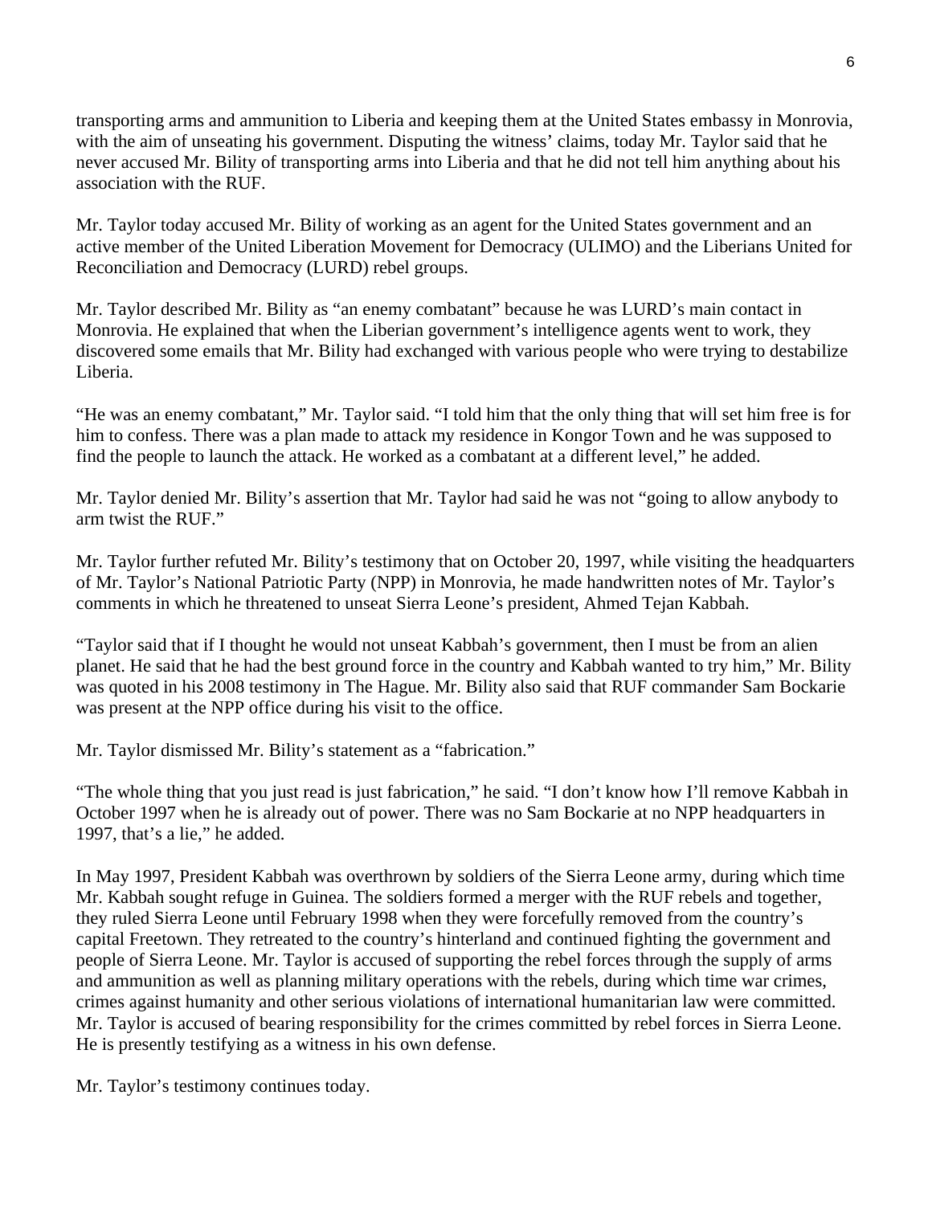transporting arms and ammunition to Liberia and keeping them at the United States embassy in Monrovia, with the aim of unseating his government. Disputing the witness' claims, today Mr. Taylor said that he never accused Mr. Bility of transporting arms into Liberia and that he did not tell him anything about his association with the RUF.

Mr. Taylor today accused Mr. Bility of working as an agent for the United States government and an active member of the United Liberation Movement for Democracy (ULIMO) and the Liberians United for Reconciliation and Democracy (LURD) rebel groups.

Mr. Taylor described Mr. Bility as "an enemy combatant" because he was LURD's main contact in Monrovia. He explained that when the Liberian government's intelligence agents went to work, they discovered some emails that Mr. Bility had exchanged with various people who were trying to destabilize Liberia.

"He was an enemy combatant," Mr. Taylor said. "I told him that the only thing that will set him free is for him to confess. There was a plan made to attack my residence in Kongor Town and he was supposed to find the people to launch the attack. He worked as a combatant at a different level," he added.

Mr. Taylor denied Mr. Bility's assertion that Mr. Taylor had said he was not "going to allow anybody to arm twist the RUF."

Mr. Taylor further refuted Mr. Bility's testimony that on October 20, 1997, while visiting the headquarters of Mr. Taylor's National Patriotic Party (NPP) in Monrovia, he made handwritten notes of Mr. Taylor's comments in which he threatened to unseat Sierra Leone's president, Ahmed Tejan Kabbah.

"Taylor said that if I thought he would not unseat Kabbah's government, then I must be from an alien planet. He said that he had the best ground force in the country and Kabbah wanted to try him," Mr. Bility was quoted in his 2008 testimony in The Hague. Mr. Bility also said that RUF commander Sam Bockarie was present at the NPP office during his visit to the office.

Mr. Taylor dismissed Mr. Bility's statement as a "fabrication."

"The whole thing that you just read is just fabrication," he said. "I don't know how I'll remove Kabbah in October 1997 when he is already out of power. There was no Sam Bockarie at no NPP headquarters in 1997, that's a lie," he added.

In May 1997, President Kabbah was overthrown by soldiers of the Sierra Leone army, during which time Mr. Kabbah sought refuge in Guinea. The soldiers formed a merger with the RUF rebels and together, they ruled Sierra Leone until February 1998 when they were forcefully removed from the country's capital Freetown. They retreated to the country's hinterland and continued fighting the government and people of Sierra Leone. Mr. Taylor is accused of supporting the rebel forces through the supply of arms and ammunition as well as planning military operations with the rebels, during which time war crimes, crimes against humanity and other serious violations of international humanitarian law were committed. Mr. Taylor is accused of bearing responsibility for the crimes committed by rebel forces in Sierra Leone. He is presently testifying as a witness in his own defense.

Mr. Taylor's testimony continues today.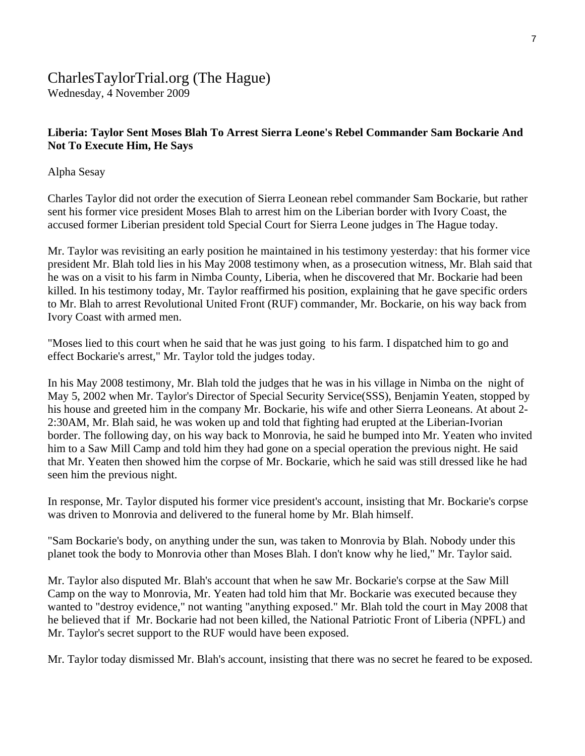CharlesTaylorTrial.org (The Hague)
Wednesday, 4 November 2009

**Liberia: Taylor Sent Moses Blah To Arrest Sierra Leone's Rebel Commander Sam Bockarie And Not To Execute Him, He Says**

Alpha Sesay

Charles Taylor did not order the execution of Sierra Leonean rebel commander Sam Bockarie, but rather sent his former vice president Moses Blah to arrest him on the Liberian border with Ivory Coast, the accused former Liberian president told Special Court for Sierra Leone judges in The Hague today.

Mr. Taylor was revisiting an early position he maintained in his testimony yesterday: that his former vice president Mr. Blah told lies in his May 2008 testimony when, as a prosecution witness, Mr. Blah said that he was on a visit to his farm in Nimba County, Liberia, when he discovered that Mr. Bockarie had been killed. In his testimony today, Mr. Taylor reaffirmed his position, explaining that he gave specific orders to Mr. Blah to arrest Revolutional United Front (RUF) commander, Mr. Bockarie, on his way back from Ivory Coast with armed men.

"Moses lied to this court when he said that he was just going to his farm. I dispatched him to go and effect Bockarie's arrest," Mr. Taylor told the judges today.

In his May 2008 testimony, Mr. Blah told the judges that he was in his village in Nimba on the night of May 5, 2002 when Mr. Taylor's Director of Special Security Service(SSS), Benjamin Yeaten, stopped by his house and greeted him in the company Mr. Bockarie, his wife and other Sierra Leoneans. At about 2-2:30AM, Mr. Blah said, he was woken up and told that fighting had erupted at the Liberian-Ivorian border. The following day, on his way back to Monrovia, he said he bumped into Mr. Yeaten who invited him to a Saw Mill Camp and told him they had gone on a special operation the previous night. He said that Mr. Yeaten then showed him the corpse of Mr. Bockarie, which he said was still dressed like he had seen him the previous night.

In response, Mr. Taylor disputed his former vice president's account, insisting that Mr. Bockarie's corpse was driven to Monrovia and delivered to the funeral home by Mr. Blah himself.

"Sam Bockarie's body, on anything under the sun, was taken to Monrovia by Blah. Nobody under this planet took the body to Monrovia other than Moses Blah. I don't know why he lied," Mr. Taylor said.

Mr. Taylor also disputed Mr. Blah's account that when he saw Mr. Bockarie's corpse at the Saw Mill Camp on the way to Monrovia, Mr. Yeaten had told him that Mr. Bockarie was executed because they wanted to "destroy evidence," not wanting "anything exposed." Mr. Blah told the court in May 2008 that he believed that if Mr. Bockarie had not been killed, the National Patriotic Front of Liberia (NPFL) and Mr. Taylor's secret support to the RUF would have been exposed.

Mr. Taylor today dismissed Mr. Blah's account, insisting that there was no secret he feared to be exposed.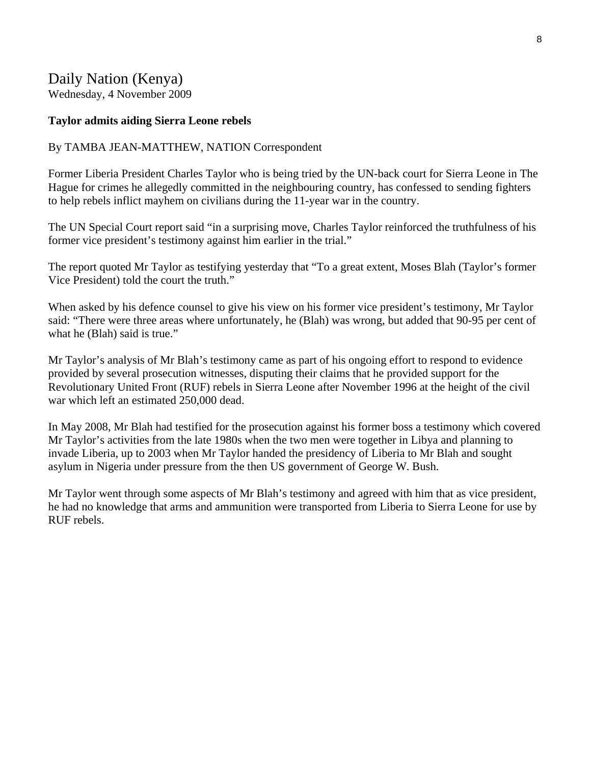# Daily Nation (Kenya)

Wednesday, 4 November 2009

**Taylor admits aiding Sierra Leone rebels**

By TAMBA JEAN-MATTHEW, NATION Correspondent

Former Liberia President Charles Taylor who is being tried by the UN-back court for Sierra Leone in The Hague for crimes he allegedly committed in the neighbouring country, has confessed to sending fighters to help rebels inflict mayhem on civilians during the 11-year war in the country.

The UN Special Court report said "in a surprising move, Charles Taylor reinforced the truthfulness of his former vice president's testimony against him earlier in the trial."

The report quoted Mr Taylor as testifying yesterday that "To a great extent, Moses Blah (Taylor's former Vice President) told the court the truth."

When asked by his defence counsel to give his view on his former vice president's testimony, Mr Taylor said: "There were three areas where unfortunately, he (Blah) was wrong, but added that 90-95 per cent of what he (Blah) said is true."

Mr Taylor's analysis of Mr Blah's testimony came as part of his ongoing effort to respond to evidence provided by several prosecution witnesses, disputing their claims that he provided support for the Revolutionary United Front (RUF) rebels in Sierra Leone after November 1996 at the height of the civil war which left an estimated 250,000 dead.

In May 2008, Mr Blah had testified for the prosecution against his former boss a testimony which covered Mr Taylor's activities from the late 1980s when the two men were together in Libya and planning to invade Liberia, up to 2003 when Mr Taylor handed the presidency of Liberia to Mr Blah and sought asylum in Nigeria under pressure from the then US government of George W. Bush.

Mr Taylor went through some aspects of Mr Blah's testimony and agreed with him that as vice president, he had no knowledge that arms and ammunition were transported from Liberia to Sierra Leone for use by RUF rebels.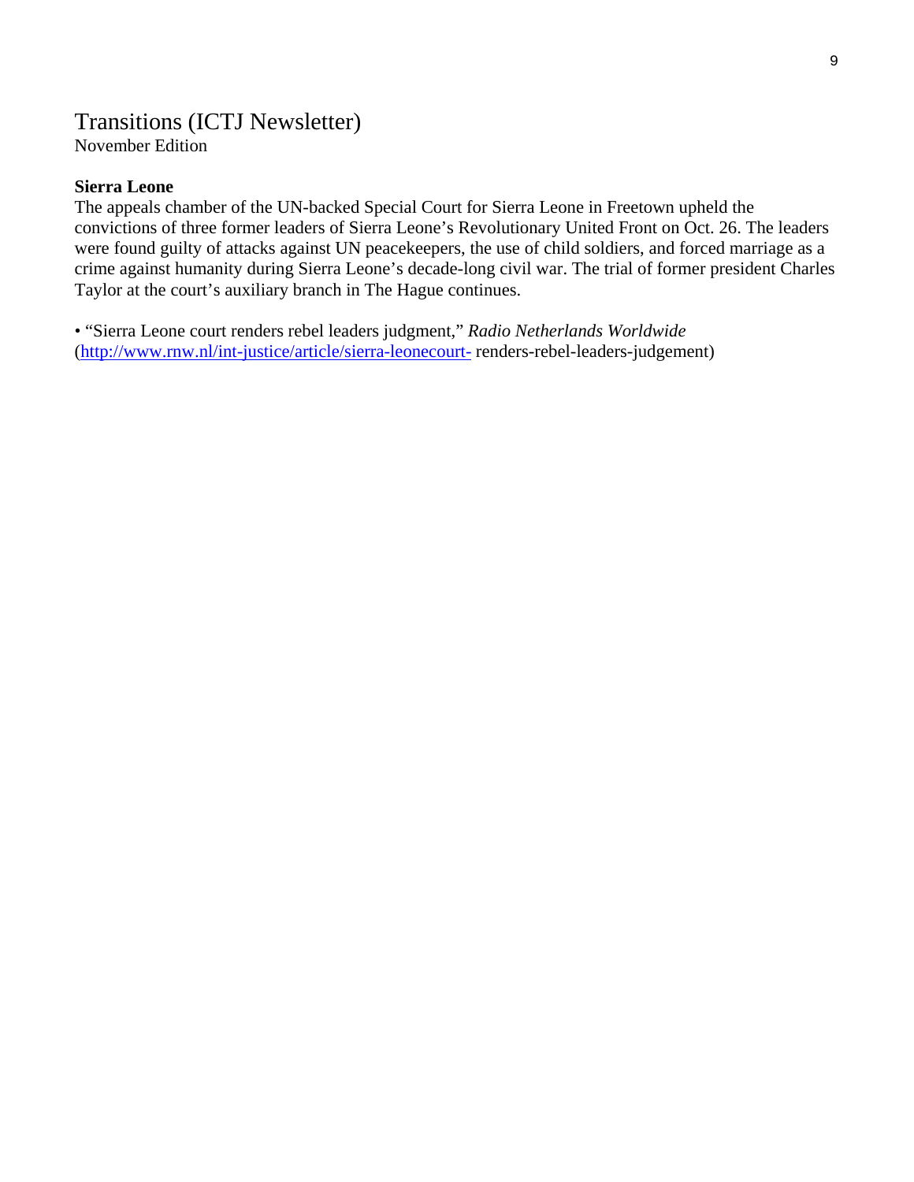# Transitions (ICTJ Newsletter)

November Edition

**Sierra Leone**

The appeals chamber of the UN-backed Special Court for Sierra Leone in Freetown upheld the convictions of three former leaders of Sierra Leone's Revolutionary United Front on Oct. 26. The leaders were found guilty of attacks against UN peacekeepers, the use of child soldiers, and forced marriage as a crime against humanity during Sierra Leone's decade-long civil war. The trial of former president Charles Taylor at the court's auxiliary branch in The Hague continues.

• "Sierra Leone court renders rebel leaders judgment," *Radio Netherlands Worldwide* (http://www.rnw.nl/int-justice/article/sierra-leonecourt- renders-rebel-leaders-judgement)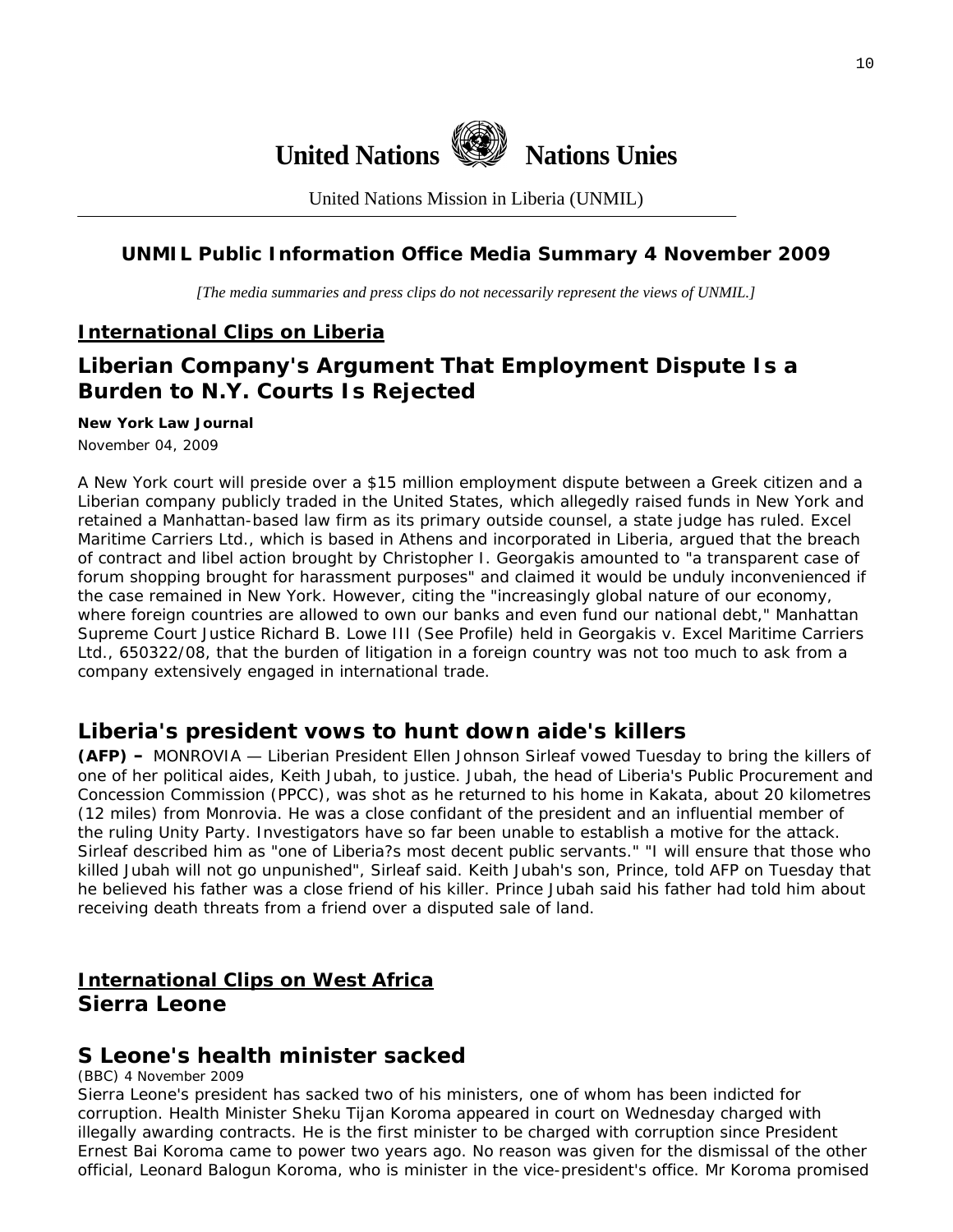**United Nations Nations Unies**

United Nations Mission in Liberia (UNMIL)

## UNMIL Public Information Office Media Summary 4 November 2009

*[The media summaries and press clips do not necessarily represent the views of UNMIL.]*

## International Clips on Liberia

## Liberian Company's Argument That Employment Dispute Is a Burden to N.Y. Courts Is Rejected

**New York Law Journal**

November 04, 2009

A New York court will preside over a $15 million employment dispute between a Greek citizen and a Liberian company publicly traded in the United States, which allegedly raised funds in New York and retained a Manhattan-based law firm as its primary outside counsel, a state judge has ruled. Excel Maritime Carriers Ltd., which is based in Athens and incorporated in Liberia, argued that the breach of contract and libel action brought by Christopher I. Georgakis amounted to "a transparent case of forum shopping brought for harassment purposes" and claimed it would be unduly inconvenienced if the case remained in New York. However, citing the "increasingly global nature of our economy, where foreign countries are allowed to own our banks and even fund our national debt," Manhattan Supreme Court Justice Richard B. Lowe III (See Profile) held in Georgakis v. Excel Maritime Carriers Ltd., 650322/08, that the burden of litigation in a foreign country was not too much to ask from a company extensively engaged in international trade.

## Liberia's president vows to hunt down aide's killers

**(AFP) –** MONROVIA — Liberian President Ellen Johnson Sirleaf vowed Tuesday to bring the killers of one of her political aides, Keith Jubah, to justice. Jubah, the head of Liberia's Public Procurement and Concession Commission (PPCC), was shot as he returned to his home in Kakata, about 20 kilometres (12 miles) from Monrovia. He was a close confidant of the president and an influential member of the ruling Unity Party. Investigators have so far been unable to establish a motive for the attack. Sirleaf described him as "one of Liberia?s most decent public servants." "I will ensure that those who killed Jubah will not go unpunished", Sirleaf said. Keith Jubah's son, Prince, told AFP on Tuesday that he believed his father was a close friend of his killer. Prince Jubah said his father had told him about receiving death threats from a friend over a disputed sale of land.

## International Clips on West Africa

### Sierra Leone

## S Leone's health minister sacked

(BBC) 4 November 2009

Sierra Leone's president has sacked two of his ministers, one of whom has been indicted for corruption. Health Minister Sheku Tijan Koroma appeared in court on Wednesday charged with illegally awarding contracts. He is the first minister to be charged with corruption since President Ernest Bai Koroma came to power two years ago. No reason was given for the dismissal of the other official, Leonard Balogun Koroma, who is minister in the vice-president's office. Mr Koroma promised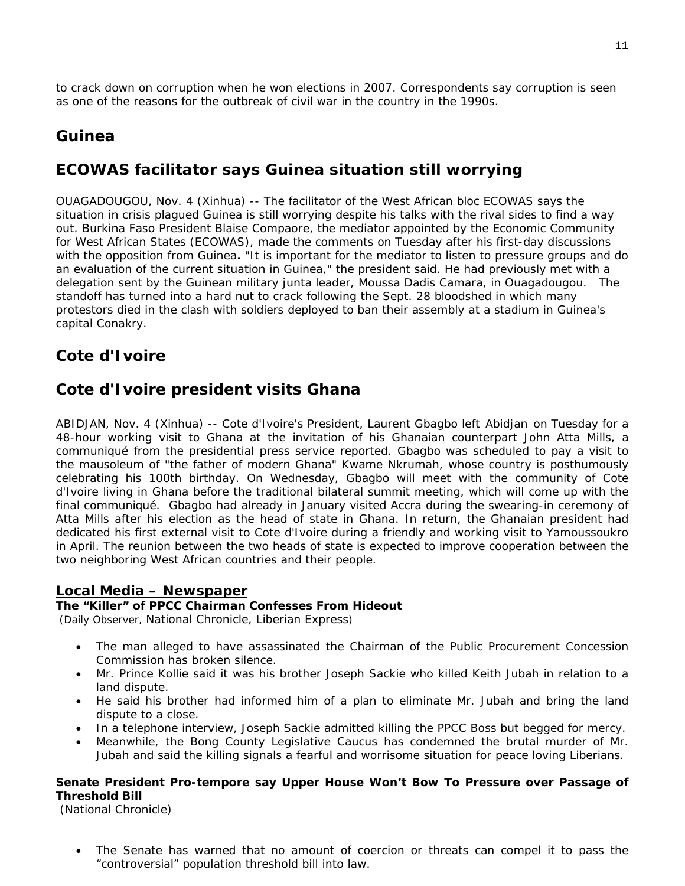to crack down on corruption when he won elections in 2007. Correspondents say corruption is seen as one of the reasons for the outbreak of civil war in the country in the 1990s.

## Guinea

## ECOWAS facilitator says Guinea situation still worrying

OUAGADOUGOU, Nov. 4 (Xinhua) -- The facilitator of the West African bloc ECOWAS says the situation in crisis plagued Guinea is still worrying despite his talks with the rival sides to find a way out. Burkina Faso President Blaise Compaore, the mediator appointed by the Economic Community for West African States (ECOWAS), made the comments on Tuesday after his first-day discussions with the opposition from Guinea**.** "It is important for the mediator to listen to pressure groups and do an evaluation of the current situation in Guinea," the president said. He had previously met with a delegation sent by the Guinean military junta leader, Moussa Dadis Camara, in Ouagadougou. The standoff has turned into a hard nut to crack following the Sept. 28 bloodshed in which many protestors died in the clash with soldiers deployed to ban their assembly at a stadium in Guinea's capital Conakry.

## Cote d'Ivoire

## Cote d'Ivoire president visits Ghana

ABIDJAN, Nov. 4 (Xinhua) -- Cote d'Ivoire's President, Laurent Gbagbo left Abidjan on Tuesday for a 48-hour working visit to Ghana at the invitation of his Ghanaian counterpart John Atta Mills, a communiqué from the presidential press service reported. Gbagbo was scheduled to pay a visit to the mausoleum of "the father of modern Ghana" Kwame Nkrumah, whose country is posthumously celebrating his 100th birthday. On Wednesday, Gbagbo will meet with the community of Cote d'Ivoire living in Ghana before the traditional bilateral summit meeting, which will come up with the final communiqué. Gbagbo had already in January visited Accra during the swearing-in ceremony of Atta Mills after his election as the head of state in Ghana. In return, the Ghanaian president had dedicated his first external visit to Cote d'Ivoire during a friendly and working visit to Yamoussoukro in April. The reunion between the two heads of state is expected to improve cooperation between the two neighboring West African countries and their people.

### Local Media – Newspaper

**The "Killer" of PPCC Chairman Confesses From Hideout**
(Daily Observer, National Chronicle, Liberian Express)

- The man alleged to have assassinated the Chairman of the Public Procurement Concession Commission has broken silence.
- Mr. Prince Kollie said it was his brother Joseph Sackie who killed Keith Jubah in relation to a land dispute.
- He said his brother had informed him of a plan to eliminate Mr. Jubah and bring the land dispute to a close.
- In a telephone interview, Joseph Sackie admitted killing the PPCC Boss but begged for mercy.
- Meanwhile, the Bong County Legislative Caucus has condemned the brutal murder of Mr. Jubah and said the killing signals a fearful and worrisome situation for peace loving Liberians.

**Senate President Pro-tempore say Upper House Won't Bow To Pressure over Passage of Threshold Bill**
(National Chronicle)

- The Senate has warned that no amount of coercion or threats can compel it to pass the "controversial" population threshold bill into law.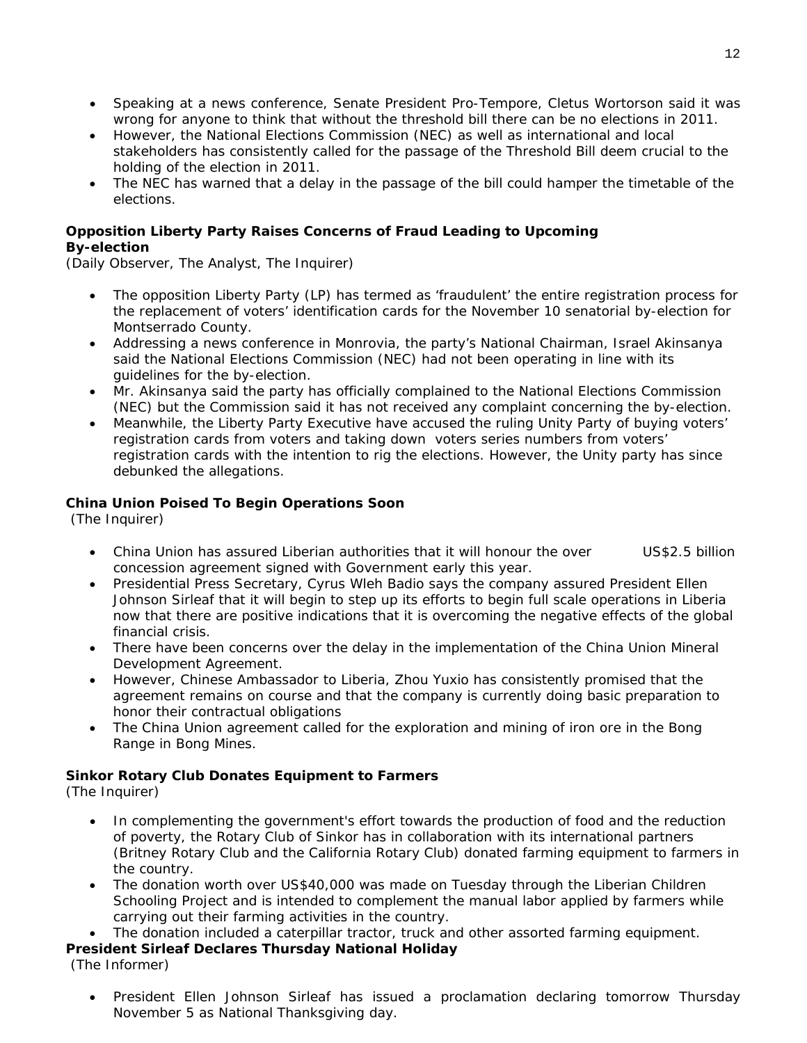- Speaking at a news conference, Senate President Pro-Tempore, Cletus Wortorson said it was wrong for anyone to think that without the threshold bill there can be no elections in 2011.
- However, the National Elections Commission (NEC) as well as international and local stakeholders has consistently called for the passage of the Threshold Bill deem crucial to the holding of the election in 2011.
- The NEC has warned that a delay in the passage of the bill could hamper the timetable of the elections.

**Opposition Liberty Party Raises Concerns of Fraud Leading to Upcoming By-election**
(Daily Observer, The Analyst, The Inquirer)

- The opposition Liberty Party (LP) has termed as 'fraudulent' the entire registration process for the replacement of voters' identification cards for the November 10 senatorial by-election for Montserrado County.
- Addressing a news conference in Monrovia, the party's National Chairman, Israel Akinsanya said the National Elections Commission (NEC) had not been operating in line with its guidelines for the by-election.
- Mr. Akinsanya said the party has officially complained to the National Elections Commission (NEC) but the Commission said it has not received any complaint concerning the by-election.
- Meanwhile, the Liberty Party Executive have accused the ruling Unity Party of buying voters' registration cards from voters and taking down voters series numbers from voters' registration cards with the intention to rig the elections. However, the Unity party has since debunked the allegations.

**China Union Poised To Begin Operations Soon**
(The Inquirer)

- China Union has assured Liberian authorities that it will honour the over US$2.5 billion concession agreement signed with Government early this year.
- Presidential Press Secretary, Cyrus Wleh Badio says the company assured President Ellen Johnson Sirleaf that it will begin to step up its efforts to begin full scale operations in Liberia now that there are positive indications that it is overcoming the negative effects of the global financial crisis.
- There have been concerns over the delay in the implementation of the China Union Mineral Development Agreement.
- However, Chinese Ambassador to Liberia, Zhou Yuxio has consistently promised that the agreement remains on course and that the company is currently doing basic preparation to honor their contractual obligations
- The China Union agreement called for the exploration and mining of iron ore in the Bong Range in Bong Mines.

**Sinkor Rotary Club Donates Equipment to Farmers**
(The Inquirer)

- In complementing the government's effort towards the production of food and the reduction of poverty, the Rotary Club of Sinkor has in collaboration with its international partners (Britney Rotary Club and the California Rotary Club) donated farming equipment to farmers in the country.
- The donation worth over US$40,000 was made on Tuesday through the Liberian Children Schooling Project and is intended to complement the manual labor applied by farmers while carrying out their farming activities in the country.
- The donation included a caterpillar tractor, truck and other assorted farming equipment.

**President Sirleaf Declares Thursday National Holiday**
(The Informer)

- President Ellen Johnson Sirleaf has issued a proclamation declaring tomorrow Thursday November 5 as National Thanksgiving day.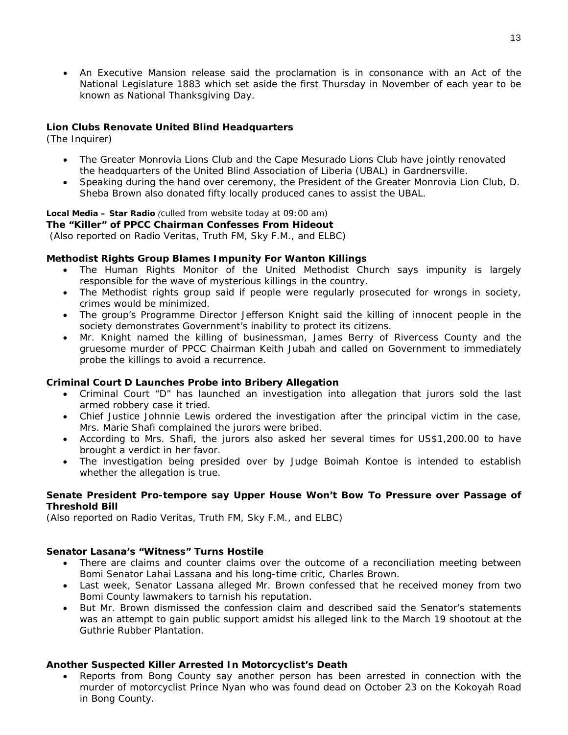- An Executive Mansion release said the proclamation is in consonance with an Act of the National Legislature 1883 which set aside the first Thursday in November of each year to be known as National Thanksgiving Day.

**Lion Clubs Renovate United Blind Headquarters**
(The Inquirer)

- The Greater Monrovia Lions Club and the Cape Mesurado Lions Club have jointly renovated the headquarters of the United Blind Association of Liberia (UBAL) in Gardnersville.
- Speaking during the hand over ceremony, the President of the Greater Monrovia Lion Club, D. Sheba Brown also donated fifty locally produced canes to assist the UBAL.

**Local Media – Star Radio** *(culled from website today at 09:00 am)*
**The "Killer" of PPCC Chairman Confesses From Hideout**
(Also reported on Radio Veritas, Truth FM, Sky F.M., and ELBC)

**Methodist Rights Group Blames Impunity For Wanton Killings**

- The Human Rights Monitor of the United Methodist Church says impunity is largely responsible for the wave of mysterious killings in the country.
- The Methodist rights group said if people were regularly prosecuted for wrongs in society, crimes would be minimized.
- The group's Programme Director Jefferson Knight said the killing of innocent people in the society demonstrates Government's inability to protect its citizens.
- Mr. Knight named the killing of businessman, James Berry of Rivercess County and the gruesome murder of PPCC Chairman Keith Jubah and called on Government to immediately probe the killings to avoid a recurrence.

**Criminal Court D Launches Probe into Bribery Allegation**

- Criminal Court "D" has launched an investigation into allegation that jurors sold the last armed robbery case it tried.
- Chief Justice Johnnie Lewis ordered the investigation after the principal victim in the case, Mrs. Marie Shafi complained the jurors were bribed.
- According to Mrs. Shafi, the jurors also asked her several times for US$1,200.00 to have brought a verdict in her favor.
- The investigation being presided over by Judge Boimah Kontoe is intended to establish whether the allegation is true.

**Senate President Pro-tempore say Upper House Won't Bow To Pressure over Passage of Threshold Bill**
(Also reported on Radio Veritas, Truth FM, Sky F.M., and ELBC)

**Senator Lasana's "Witness" Turns Hostile**

- There are claims and counter claims over the outcome of a reconciliation meeting between Bomi Senator Lahai Lassana and his long-time critic, Charles Brown.
- Last week, Senator Lassana alleged Mr. Brown confessed that he received money from two Bomi County lawmakers to tarnish his reputation.
- But Mr. Brown dismissed the confession claim and described said the Senator's statements was an attempt to gain public support amidst his alleged link to the March 19 shootout at the Guthrie Rubber Plantation.

**Another Suspected Killer Arrested In Motorcyclist's Death**

- Reports from Bong County say another person has been arrested in connection with the murder of motorcyclist Prince Nyan who was found dead on October 23 on the Kokoyah Road in Bong County.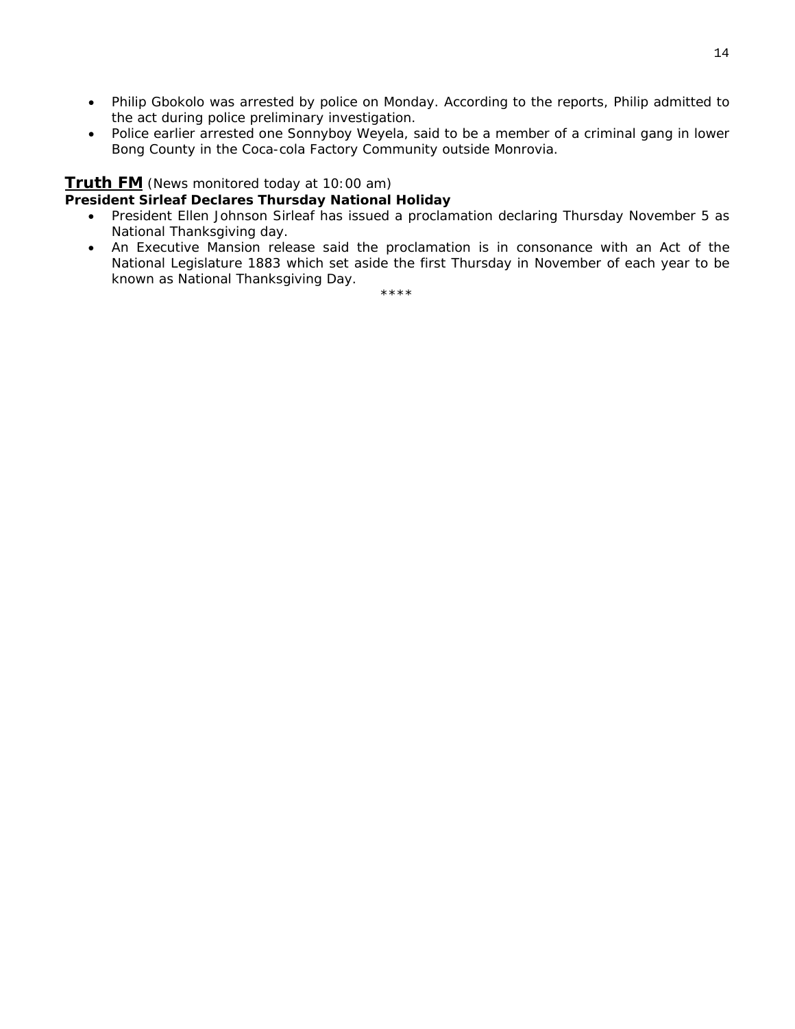- Philip Gbokolo was arrested by police on Monday. According to the reports, Philip admitted to the act during police preliminary investigation.
- Police earlier arrested one Sonnyboy Weyela, said to be a member of a criminal gang in lower Bong County in the Coca-cola Factory Community outside Monrovia.

## **Truth FM** *(News monitored today at 10:00 am)*

**President Sirleaf Declares Thursday National Holiday**

- President Ellen Johnson Sirleaf has issued a proclamation declaring Thursday November 5 as National Thanksgiving day.
- An Executive Mansion release said the proclamation is in consonance with an Act of the National Legislature 1883 which set aside the first Thursday in November of each year to be known as National Thanksgiving Day.

****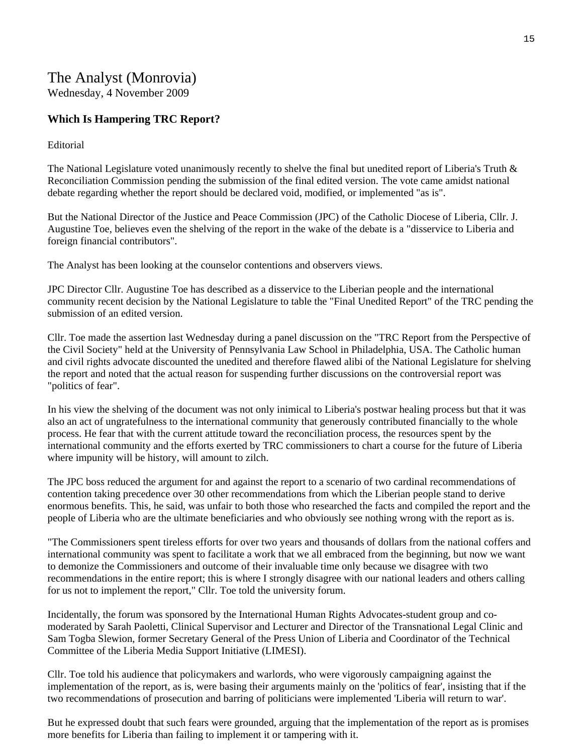# The Analyst (Monrovia)

Wednesday, 4 November 2009

### Which Is Hampering TRC Report?

Editorial

The National Legislature voted unanimously recently to shelve the final but unedited report of Liberia's Truth & Reconciliation Commission pending the submission of the final edited version. The vote came amidst national debate regarding whether the report should be declared void, modified, or implemented "as is".

But the National Director of the Justice and Peace Commission (JPC) of the Catholic Diocese of Liberia, Cllr. J. Augustine Toe, believes even the shelving of the report in the wake of the debate is a "disservice to Liberia and foreign financial contributors".

The Analyst has been looking at the counselor contentions and observers views.

JPC Director Cllr. Augustine Toe has described as a disservice to the Liberian people and the international community recent decision by the National Legislature to table the "Final Unedited Report" of the TRC pending the submission of an edited version.

Cllr. Toe made the assertion last Wednesday during a panel discussion on the "TRC Report from the Perspective of the Civil Society" held at the University of Pennsylvania Law School in Philadelphia, USA. The Catholic human and civil rights advocate discounted the unedited and therefore flawed alibi of the National Legislature for shelving the report and noted that the actual reason for suspending further discussions on the controversial report was "politics of fear".

In his view the shelving of the document was not only inimical to Liberia's postwar healing process but that it was also an act of ungratefulness to the international community that generously contributed financially to the whole process. He fear that with the current attitude toward the reconciliation process, the resources spent by the international community and the efforts exerted by TRC commissioners to chart a course for the future of Liberia where impunity will be history, will amount to zilch.

The JPC boss reduced the argument for and against the report to a scenario of two cardinal recommendations of contention taking precedence over 30 other recommendations from which the Liberian people stand to derive enormous benefits. This, he said, was unfair to both those who researched the facts and compiled the report and the people of Liberia who are the ultimate beneficiaries and who obviously see nothing wrong with the report as is.

"The Commissioners spent tireless efforts for over two years and thousands of dollars from the national coffers and international community was spent to facilitate a work that we all embraced from the beginning, but now we want to demonize the Commissioners and outcome of their invaluable time only because we disagree with two recommendations in the entire report; this is where I strongly disagree with our national leaders and others calling for us not to implement the report," Cllr. Toe told the university forum.

Incidentally, the forum was sponsored by the International Human Rights Advocates-student group and co-moderated by Sarah Paoletti, Clinical Supervisor and Lecturer and Director of the Transnational Legal Clinic and Sam Togba Slewion, former Secretary General of the Press Union of Liberia and Coordinator of the Technical Committee of the Liberia Media Support Initiative (LIMESI).

Cllr. Toe told his audience that policymakers and warlords, who were vigorously campaigning against the implementation of the report, as is, were basing their arguments mainly on the 'politics of fear', insisting that if the two recommendations of prosecution and barring of politicians were implemented 'Liberia will return to war'.

But he expressed doubt that such fears were grounded, arguing that the implementation of the report as is promises more benefits for Liberia than failing to implement it or tampering with it.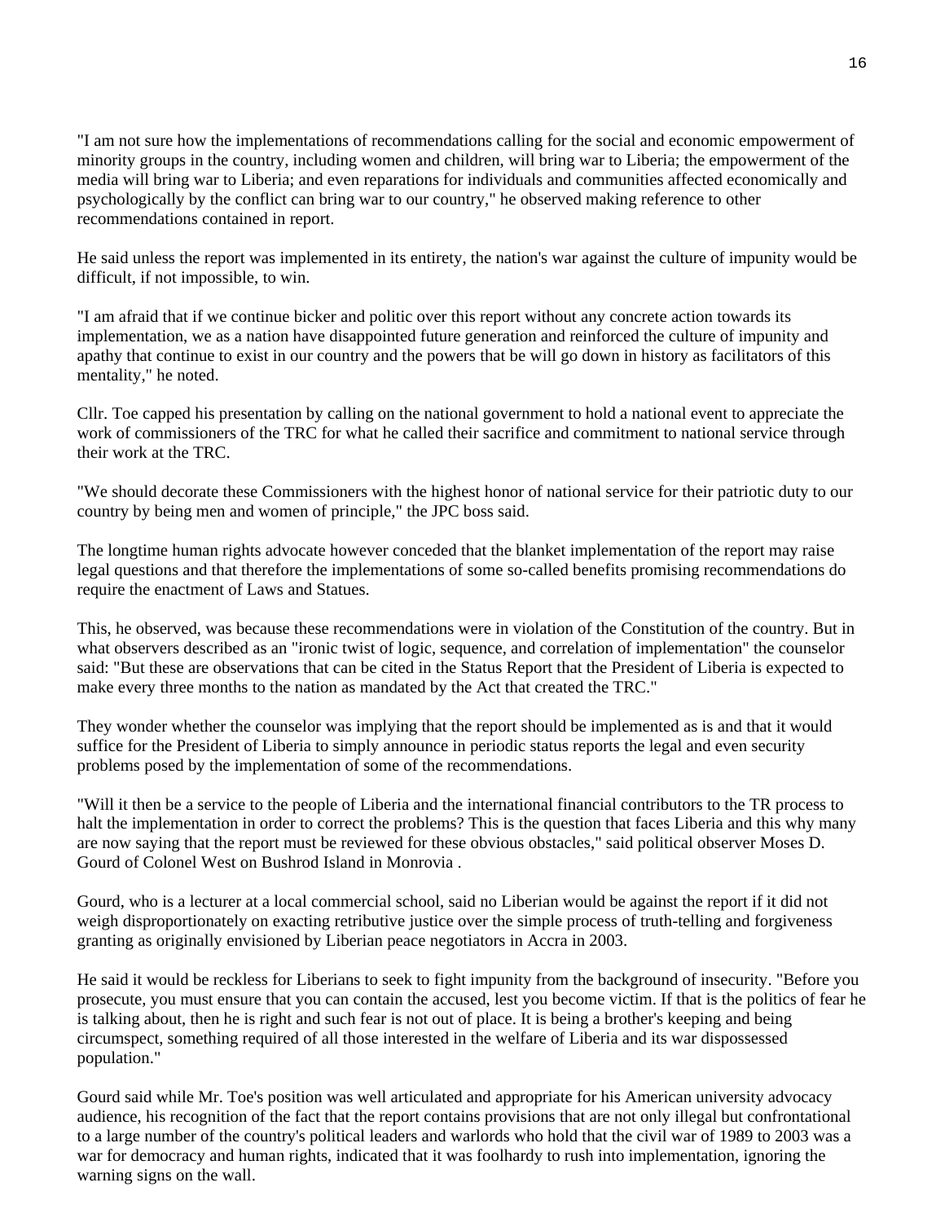"I am not sure how the implementations of recommendations calling for the social and economic empowerment of minority groups in the country, including women and children, will bring war to Liberia; the empowerment of the media will bring war to Liberia; and even reparations for individuals and communities affected economically and psychologically by the conflict can bring war to our country," he observed making reference to other recommendations contained in report.

He said unless the report was implemented in its entirety, the nation's war against the culture of impunity would be difficult, if not impossible, to win.

"I am afraid that if we continue bicker and politic over this report without any concrete action towards its implementation, we as a nation have disappointed future generation and reinforced the culture of impunity and apathy that continue to exist in our country and the powers that be will go down in history as facilitators of this mentality," he noted.

Cllr. Toe capped his presentation by calling on the national government to hold a national event to appreciate the work of commissioners of the TRC for what he called their sacrifice and commitment to national service through their work at the TRC.

"We should decorate these Commissioners with the highest honor of national service for their patriotic duty to our country by being men and women of principle," the JPC boss said.

The longtime human rights advocate however conceded that the blanket implementation of the report may raise legal questions and that therefore the implementations of some so-called benefits promising recommendations do require the enactment of Laws and Statues.

This, he observed, was because these recommendations were in violation of the Constitution of the country. But in what observers described as an "ironic twist of logic, sequence, and correlation of implementation" the counselor said: "But these are observations that can be cited in the Status Report that the President of Liberia is expected to make every three months to the nation as mandated by the Act that created the TRC."

They wonder whether the counselor was implying that the report should be implemented as is and that it would suffice for the President of Liberia to simply announce in periodic status reports the legal and even security problems posed by the implementation of some of the recommendations.

"Will it then be a service to the people of Liberia and the international financial contributors to the TR process to halt the implementation in order to correct the problems? This is the question that faces Liberia and this why many are now saying that the report must be reviewed for these obvious obstacles," said political observer Moses D. Gourd of Colonel West on Bushrod Island in Monrovia .

Gourd, who is a lecturer at a local commercial school, said no Liberian would be against the report if it did not weigh disproportionately on exacting retributive justice over the simple process of truth-telling and forgiveness granting as originally envisioned by Liberian peace negotiators in Accra in 2003.

He said it would be reckless for Liberians to seek to fight impunity from the background of insecurity. "Before you prosecute, you must ensure that you can contain the accused, lest you become victim. If that is the politics of fear he is talking about, then he is right and such fear is not out of place. It is being a brother's keeping and being circumspect, something required of all those interested in the welfare of Liberia and its war dispossessed population."

Gourd said while Mr. Toe's position was well articulated and appropriate for his American university advocacy audience, his recognition of the fact that the report contains provisions that are not only illegal but confrontational to a large number of the country's political leaders and warlords who hold that the civil war of 1989 to 2003 was a war for democracy and human rights, indicated that it was foolhardy to rush into implementation, ignoring the warning signs on the wall.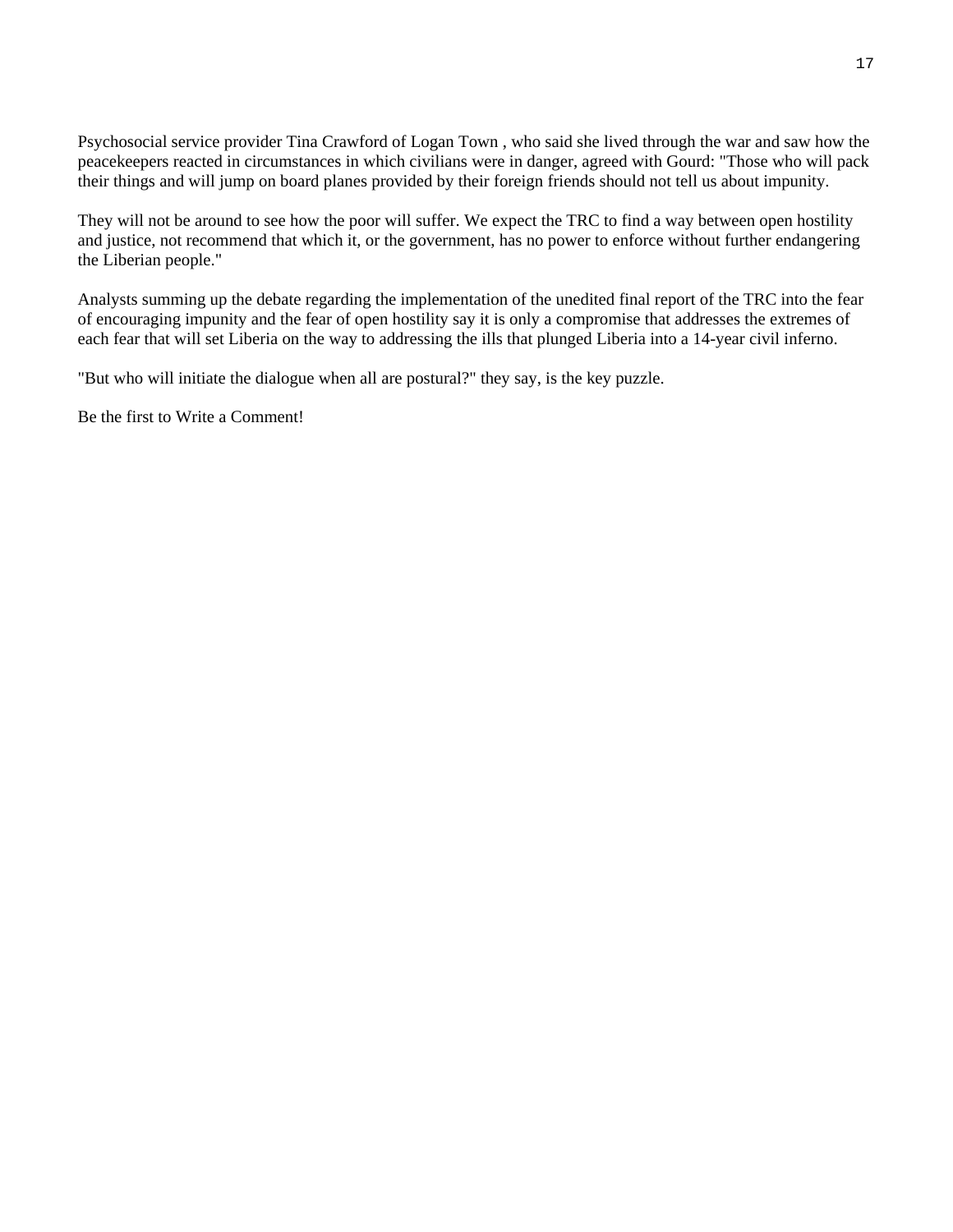Psychosocial service provider Tina Crawford of Logan Town , who said she lived through the war and saw how the peacekeepers reacted in circumstances in which civilians were in danger, agreed with Gourd: "Those who will pack their things and will jump on board planes provided by their foreign friends should not tell us about impunity.

They will not be around to see how the poor will suffer. We expect the TRC to find a way between open hostility and justice, not recommend that which it, or the government, has no power to enforce without further endangering the Liberian people."

Analysts summing up the debate regarding the implementation of the unedited final report of the TRC into the fear of encouraging impunity and the fear of open hostility say it is only a compromise that addresses the extremes of each fear that will set Liberia on the way to addressing the ills that plunged Liberia into a 14-year civil inferno.

"But who will initiate the dialogue when all are postural?" they say, is the key puzzle.

Be the first to Write a Comment!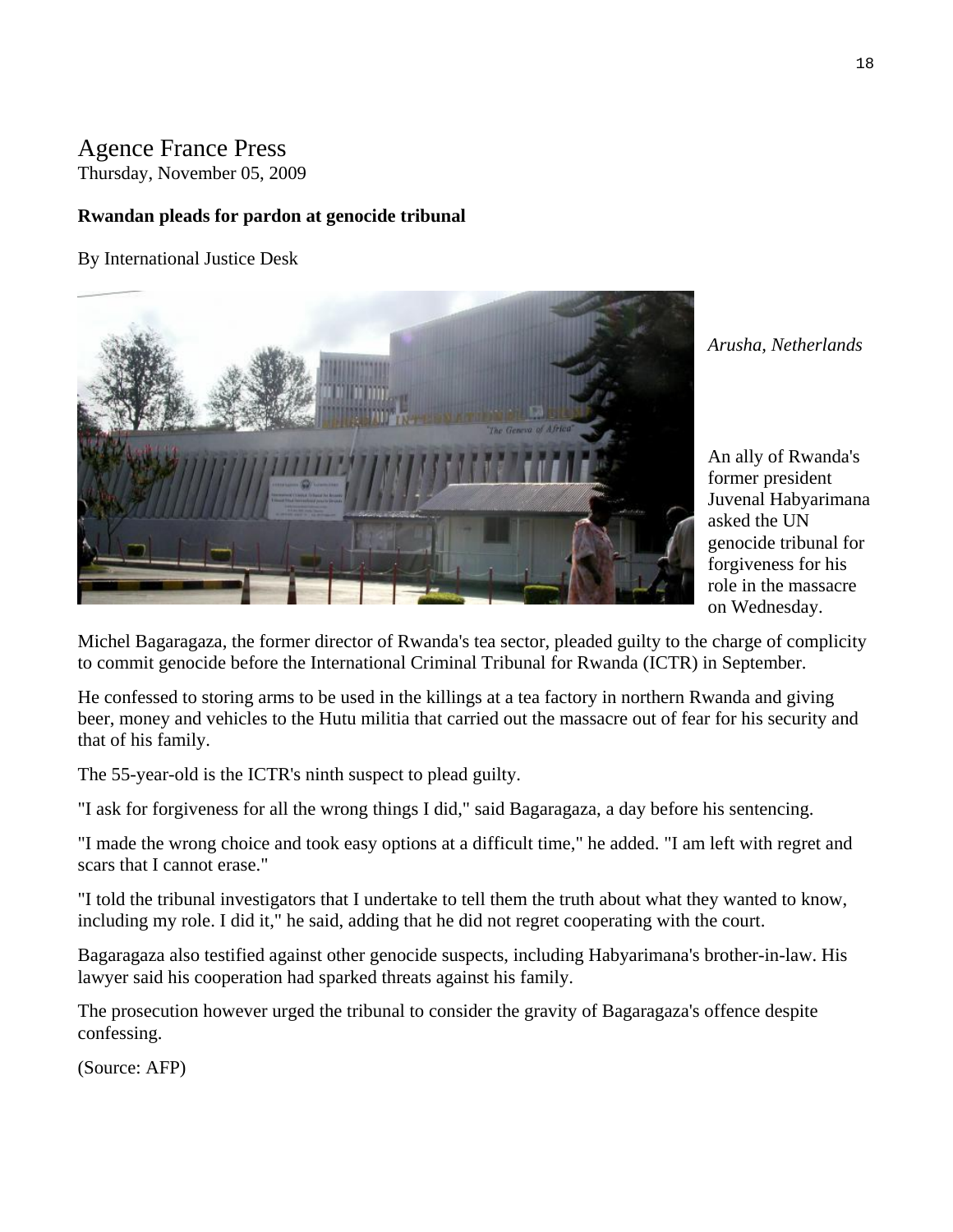Agence France Press
Thursday, November 05, 2009

**Rwandan pleads for pardon at genocide tribunal**

By International Justice Desk

*Arusha, Netherlands*

An ally of Rwanda's former president Juvenal Habyarimana asked the UN genocide tribunal for forgiveness for his role in the massacre on Wednesday.

Michel Bagaragaza, the former director of Rwanda's tea sector, pleaded guilty to the charge of complicity to commit genocide before the International Criminal Tribunal for Rwanda (ICTR) in September.

He confessed to storing arms to be used in the killings at a tea factory in northern Rwanda and giving beer, money and vehicles to the Hutu militia that carried out the massacre out of fear for his security and that of his family.

The 55-year-old is the ICTR's ninth suspect to plead guilty.

"I ask for forgiveness for all the wrong things I did," said Bagaragaza, a day before his sentencing.

"I made the wrong choice and took easy options at a difficult time," he added. "I am left with regret and scars that I cannot erase."

"I told the tribunal investigators that I undertake to tell them the truth about what they wanted to know, including my role. I did it," he said, adding that he did not regret cooperating with the court.

Bagaragaza also testified against other genocide suspects, including Habyarimana's brother-in-law. His lawyer said his cooperation had sparked threats against his family.

The prosecution however urged the tribunal to consider the gravity of Bagaragaza's offence despite confessing.

(Source: AFP)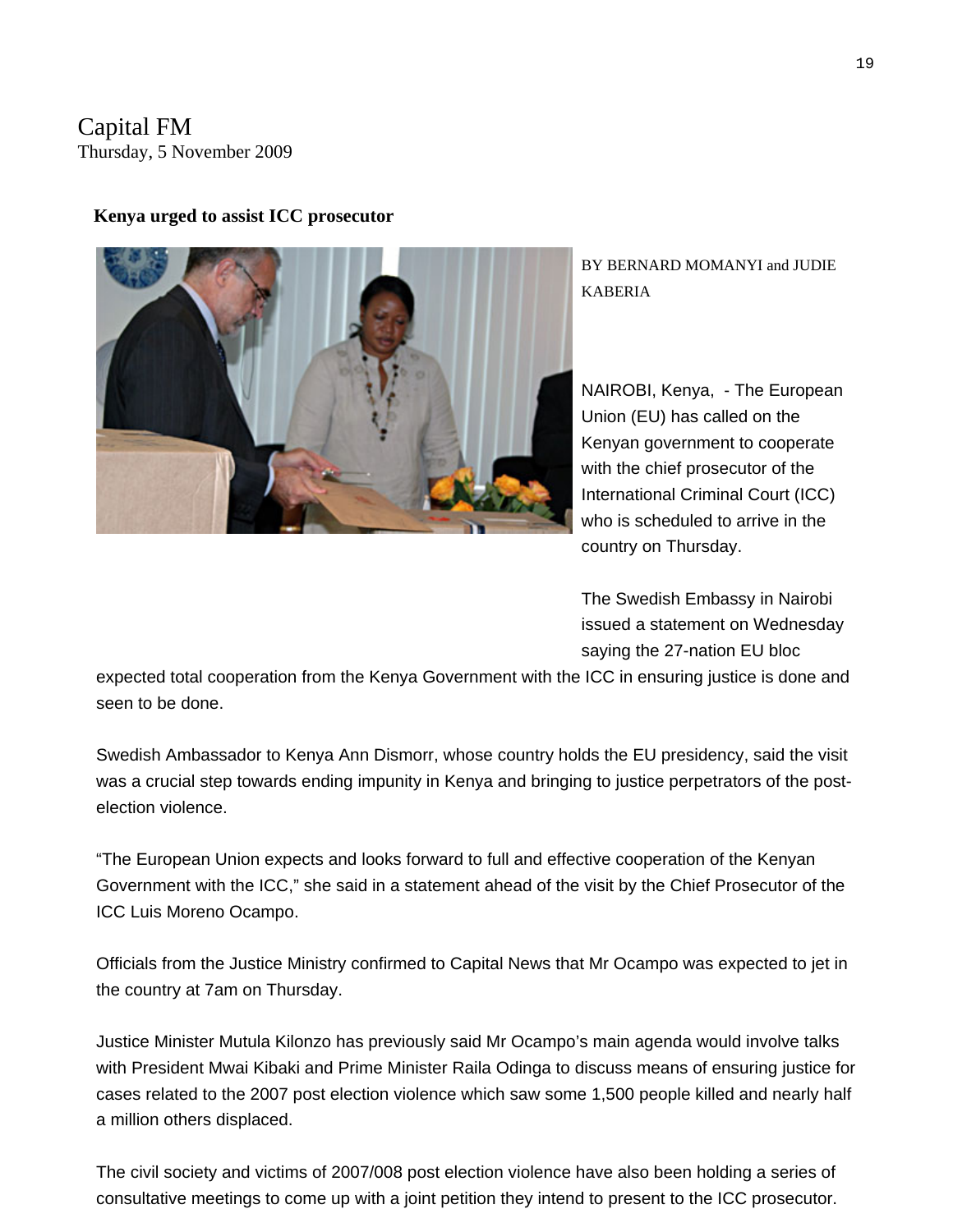Capital FM
Thursday, 5 November 2009

**Kenya urged to assist ICC prosecutor**

BY BERNARD MOMANYI and JUDIE KABERIA

NAIROBI, Kenya, - The European Union (EU) has called on the Kenyan government to cooperate with the chief prosecutor of the International Criminal Court (ICC) who is scheduled to arrive in the country on Thursday.

The Swedish Embassy in Nairobi issued a statement on Wednesday saying the 27-nation EU bloc expected total cooperation from the Kenya Government with the ICC in ensuring justice is done and seen to be done.

Swedish Ambassador to Kenya Ann Dismorr, whose country holds the EU presidency, said the visit was a crucial step towards ending impunity in Kenya and bringing to justice perpetrators of the post-election violence.

"The European Union expects and looks forward to full and effective cooperation of the Kenyan Government with the ICC," she said in a statement ahead of the visit by the Chief Prosecutor of the ICC Luis Moreno Ocampo.

Officials from the Justice Ministry confirmed to Capital News that Mr Ocampo was expected to jet in the country at 7am on Thursday.

Justice Minister Mutula Kilonzo has previously said Mr Ocampo's main agenda would involve talks with President Mwai Kibaki and Prime Minister Raila Odinga to discuss means of ensuring justice for cases related to the 2007 post election violence which saw some 1,500 people killed and nearly half a million others displaced.

The civil society and victims of 2007/008 post election violence have also been holding a series of consultative meetings to come up with a joint petition they intend to present to the ICC prosecutor.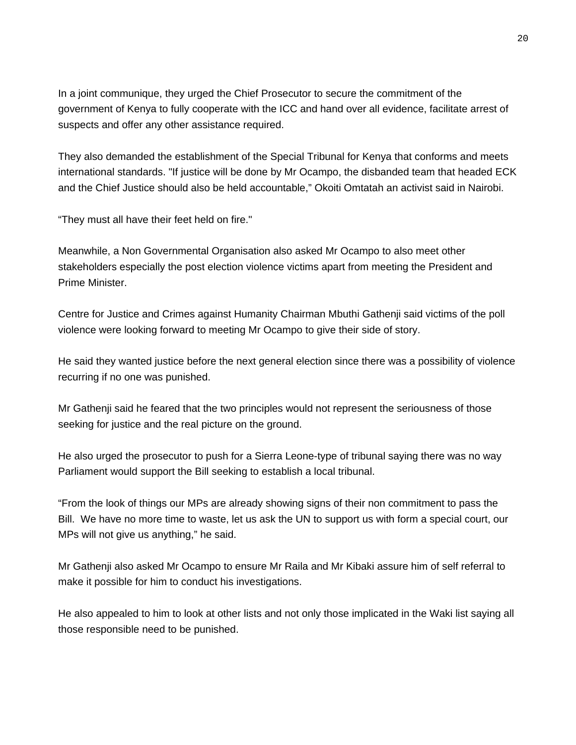In a joint communique, they urged the Chief Prosecutor to secure the commitment of the government of Kenya to fully cooperate with the ICC and hand over all evidence, facilitate arrest of suspects and offer any other assistance required.

They also demanded the establishment of the Special Tribunal for Kenya that conforms and meets international standards. "If justice will be done by Mr Ocampo, the disbanded team that headed ECK and the Chief Justice should also be held accountable," Okoiti Omtatah an activist said in Nairobi.

"They must all have their feet held on fire."

Meanwhile, a Non Governmental Organisation also asked Mr Ocampo to also meet other stakeholders especially the post election violence victims apart from meeting the President and Prime Minister.

Centre for Justice and Crimes against Humanity Chairman Mbuthi Gathenji said victims of the poll violence were looking forward to meeting Mr Ocampo to give their side of story.

He said they wanted justice before the next general election since there was a possibility of violence recurring if no one was punished.

Mr Gathenji said he feared that the two principles would not represent the seriousness of those seeking for justice and the real picture on the ground.

He also urged the prosecutor to push for a Sierra Leone-type of tribunal saying there was no way Parliament would support the Bill seeking to establish a local tribunal.

"From the look of things our MPs are already showing signs of their non commitment to pass the Bill. We have no more time to waste, let us ask the UN to support us with form a special court, our MPs will not give us anything," he said.

Mr Gathenji also asked Mr Ocampo to ensure Mr Raila and Mr Kibaki assure him of self referral to make it possible for him to conduct his investigations.

He also appealed to him to look at other lists and not only those implicated in the Waki list saying all those responsible need to be punished.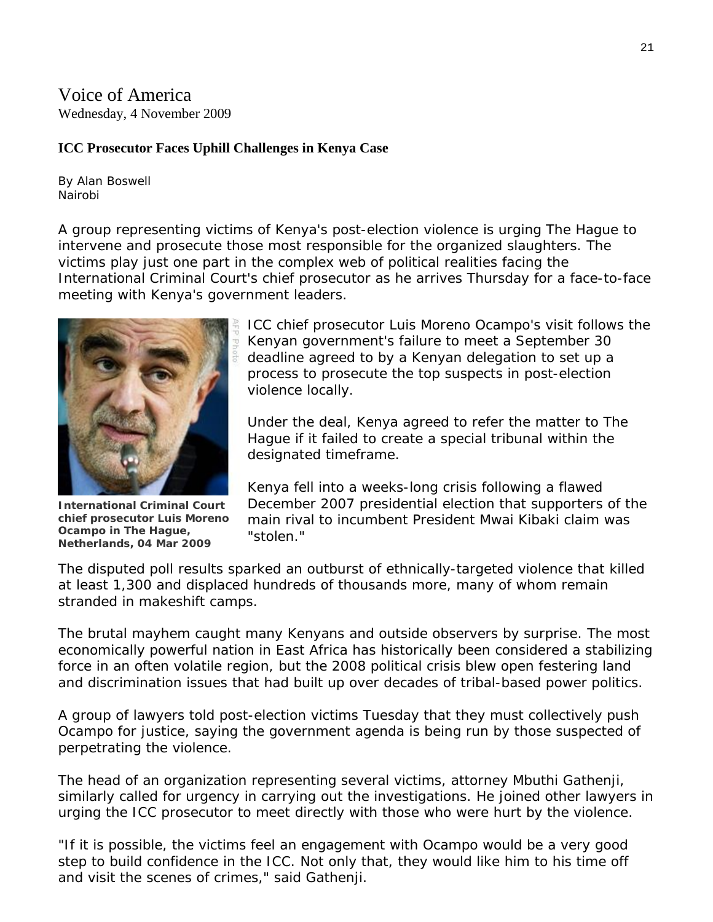Voice of America
Wednesday, 4 November 2009

**ICC Prosecutor Faces Uphill Challenges in Kenya Case**

By Alan Boswell
Nairobi

A group representing victims of Kenya's post-election violence is urging The Hague to intervene and prosecute those most responsible for the organized slaughters. The victims play just one part in the complex web of political realities facing the International Criminal Court's chief prosecutor as he arrives Thursday for a face-to-face meeting with Kenya's government leaders.

**International Criminal Court chief prosecutor Luis Moreno Ocampo in The Hague, Netherlands, 04 Mar 2009**

ICC chief prosecutor Luis Moreno Ocampo's visit follows the Kenyan government's failure to meet a September 30 deadline agreed to by a Kenyan delegation to set up a process to prosecute the top suspects in post-election violence locally.

Under the deal, Kenya agreed to refer the matter to The Hague if it failed to create a special tribunal within the designated timeframe.

Kenya fell into a weeks-long crisis following a flawed December 2007 presidential election that supporters of the main rival to incumbent President Mwai Kibaki claim was "stolen."

The disputed poll results sparked an outburst of ethnically-targeted violence that killed at least 1,300 and displaced hundreds of thousands more, many of whom remain stranded in makeshift camps.

The brutal mayhem caught many Kenyans and outside observers by surprise. The most economically powerful nation in East Africa has historically been considered a stabilizing force in an often volatile region, but the 2008 political crisis blew open festering land and discrimination issues that had built up over decades of tribal-based power politics.

A group of lawyers told post-election victims Tuesday that they must collectively push Ocampo for justice, saying the government agenda is being run by those suspected of perpetrating the violence.

The head of an organization representing several victims, attorney Mbuthi Gathenji, similarly called for urgency in carrying out the investigations. He joined other lawyers in urging the ICC prosecutor to meet directly with those who were hurt by the violence.

"If it is possible, the victims feel an engagement with Ocampo would be a very good step to build confidence in the ICC. Not only that, they would like him to his time off and visit the scenes of crimes," said Gathenji.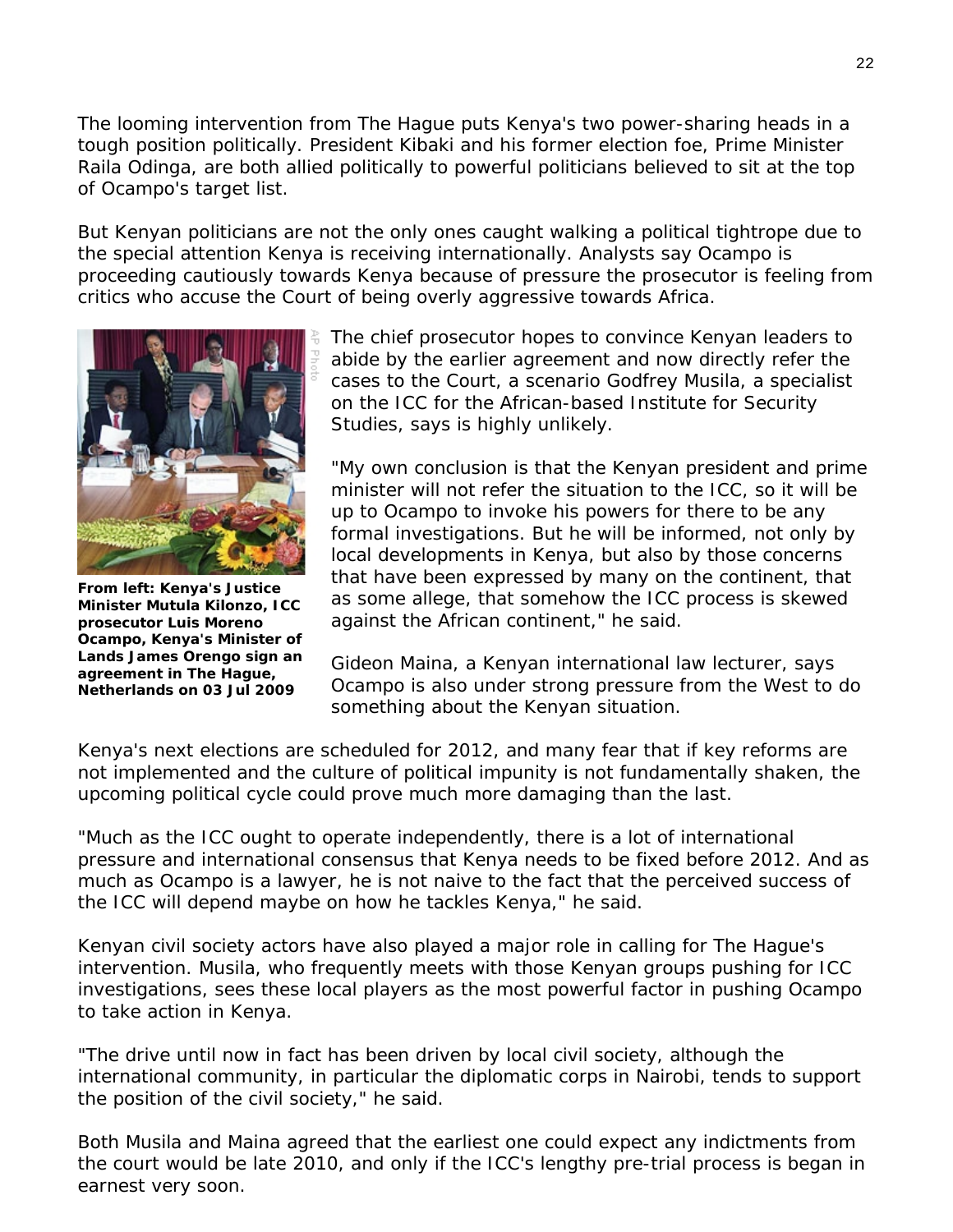The looming intervention from The Hague puts Kenya's two power-sharing heads in a tough position politically. President Kibaki and his former election foe, Prime Minister Raila Odinga, are both allied politically to powerful politicians believed to sit at the top of Ocampo's target list.

But Kenyan politicians are not the only ones caught walking a political tightrope due to the special attention Kenya is receiving internationally. Analysts say Ocampo is proceeding cautiously towards Kenya because of pressure the prosecutor is feeling from critics who accuse the Court of being overly aggressive towards Africa.

**From left: Kenya's Justice Minister Mutula Kilonzo, ICC prosecutor Luis Moreno Ocampo, Kenya's Minister of Lands James Orengo sign an agreement in The Hague, Netherlands on 03 Jul 2009**

The chief prosecutor hopes to convince Kenyan leaders to abide by the earlier agreement and now directly refer the cases to the Court, a scenario Godfrey Musila, a specialist on the ICC for the African-based Institute for Security Studies, says is highly unlikely.

"My own conclusion is that the Kenyan president and prime minister will not refer the situation to the ICC, so it will be up to Ocampo to invoke his powers for there to be any formal investigations. But he will be informed, not only by local developments in Kenya, but also by those concerns that have been expressed by many on the continent, that as some allege, that somehow the ICC process is skewed against the African continent," he said.

Gideon Maina, a Kenyan international law lecturer, says Ocampo is also under strong pressure from the West to do something about the Kenyan situation.

Kenya's next elections are scheduled for 2012, and many fear that if key reforms are not implemented and the culture of political impunity is not fundamentally shaken, the upcoming political cycle could prove much more damaging than the last.

"Much as the ICC ought to operate independently, there is a lot of international pressure and international consensus that Kenya needs to be fixed before 2012. And as much as Ocampo is a lawyer, he is not naive to the fact that the perceived success of the ICC will depend maybe on how he tackles Kenya," he said.

Kenyan civil society actors have also played a major role in calling for The Hague's intervention. Musila, who frequently meets with those Kenyan groups pushing for ICC investigations, sees these local players as the most powerful factor in pushing Ocampo to take action in Kenya.

"The drive until now in fact has been driven by local civil society, although the international community, in particular the diplomatic corps in Nairobi, tends to support the position of the civil society," he said.

Both Musila and Maina agreed that the earliest one could expect any indictments from the court would be late 2010, and only if the ICC's lengthy pre-trial process is began in earnest very soon.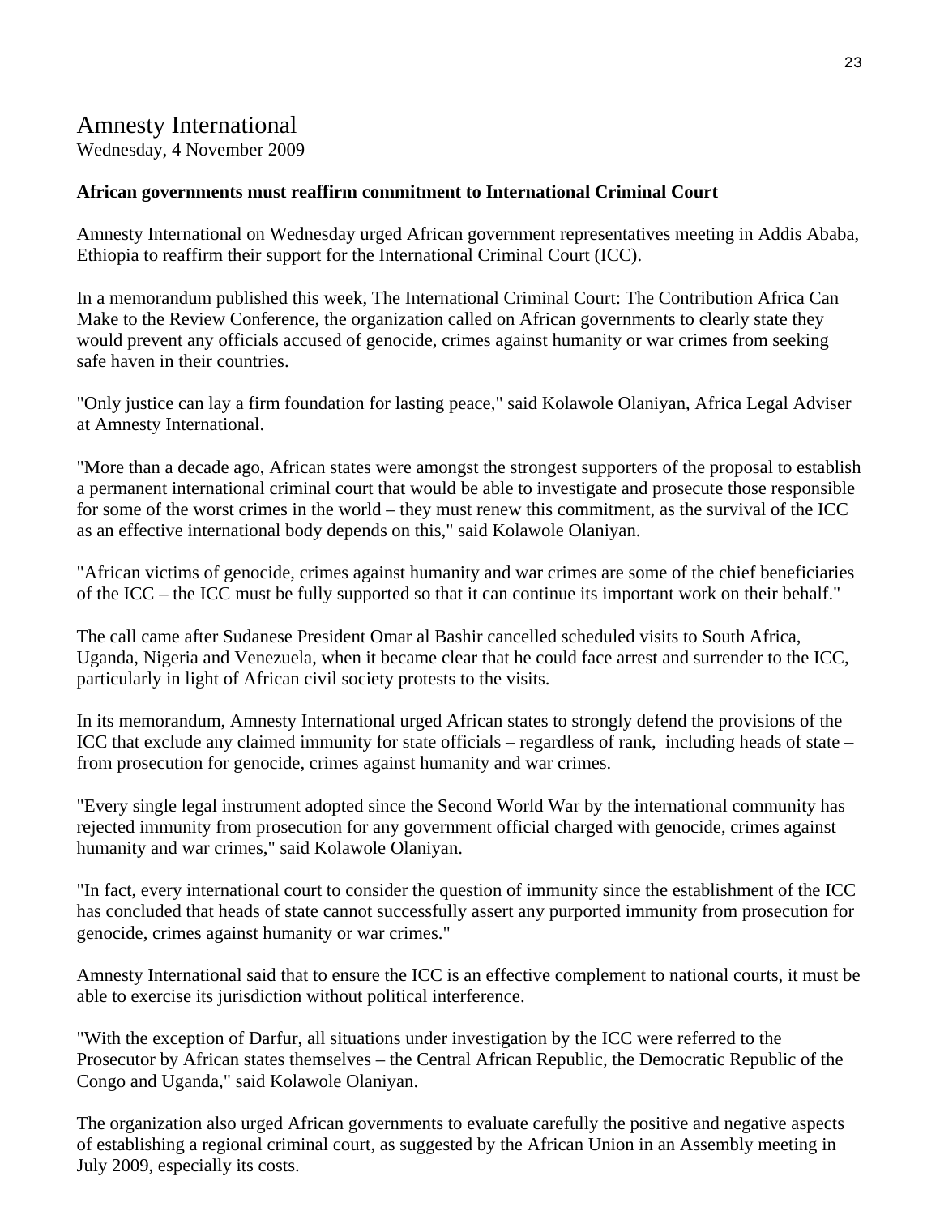# Amnesty International

Wednesday, 4 November 2009

**African governments must reaffirm commitment to International Criminal Court**

Amnesty International on Wednesday urged African government representatives meeting in Addis Ababa, Ethiopia to reaffirm their support for the International Criminal Court (ICC).

In a memorandum published this week, The International Criminal Court: The Contribution Africa Can Make to the Review Conference, the organization called on African governments to clearly state they would prevent any officials accused of genocide, crimes against humanity or war crimes from seeking safe haven in their countries.

"Only justice can lay a firm foundation for lasting peace," said Kolawole Olaniyan, Africa Legal Adviser at Amnesty International.

"More than a decade ago, African states were amongst the strongest supporters of the proposal to establish a permanent international criminal court that would be able to investigate and prosecute those responsible for some of the worst crimes in the world – they must renew this commitment, as the survival of the ICC as an effective international body depends on this," said Kolawole Olaniyan.

"African victims of genocide, crimes against humanity and war crimes are some of the chief beneficiaries of the ICC – the ICC must be fully supported so that it can continue its important work on their behalf."

The call came after Sudanese President Omar al Bashir cancelled scheduled visits to South Africa, Uganda, Nigeria and Venezuela, when it became clear that he could face arrest and surrender to the ICC, particularly in light of African civil society protests to the visits.

In its memorandum, Amnesty International urged African states to strongly defend the provisions of the ICC that exclude any claimed immunity for state officials – regardless of rank, including heads of state – from prosecution for genocide, crimes against humanity and war crimes.

"Every single legal instrument adopted since the Second World War by the international community has rejected immunity from prosecution for any government official charged with genocide, crimes against humanity and war crimes," said Kolawole Olaniyan.

"In fact, every international court to consider the question of immunity since the establishment of the ICC has concluded that heads of state cannot successfully assert any purported immunity from prosecution for genocide, crimes against humanity or war crimes."

Amnesty International said that to ensure the ICC is an effective complement to national courts, it must be able to exercise its jurisdiction without political interference.

"With the exception of Darfur, all situations under investigation by the ICC were referred to the Prosecutor by African states themselves – the Central African Republic, the Democratic Republic of the Congo and Uganda," said Kolawole Olaniyan.

The organization also urged African governments to evaluate carefully the positive and negative aspects of establishing a regional criminal court, as suggested by the African Union in an Assembly meeting in July 2009, especially its costs.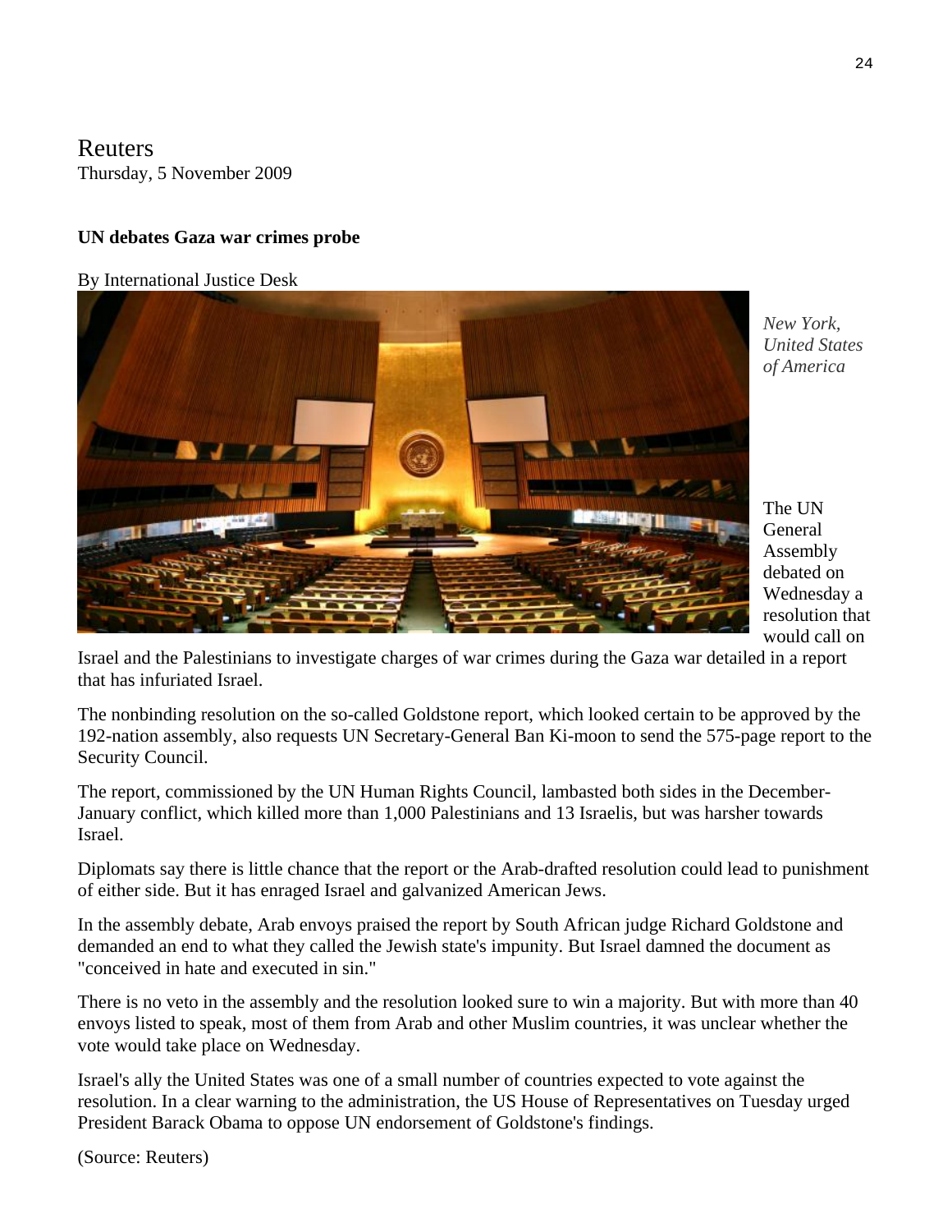Reuters
Thursday, 5 November 2009

**UN debates Gaza war crimes probe**

By International Justice Desk

*New York, United States of America*

The UN General Assembly debated on Wednesday a resolution that would call on Israel and the Palestinians to investigate charges of war crimes during the Gaza war detailed in a report that has infuriated Israel.

The nonbinding resolution on the so-called Goldstone report, which looked certain to be approved by the 192-nation assembly, also requests UN Secretary-General Ban Ki-moon to send the 575-page report to the Security Council.

The report, commissioned by the UN Human Rights Council, lambasted both sides in the December-January conflict, which killed more than 1,000 Palestinians and 13 Israelis, but was harsher towards Israel.

Diplomats say there is little chance that the report or the Arab-drafted resolution could lead to punishment of either side. But it has enraged Israel and galvanized American Jews.

In the assembly debate, Arab envoys praised the report by South African judge Richard Goldstone and demanded an end to what they called the Jewish state's impunity. But Israel damned the document as "conceived in hate and executed in sin."

There is no veto in the assembly and the resolution looked sure to win a majority. But with more than 40 envoys listed to speak, most of them from Arab and other Muslim countries, it was unclear whether the vote would take place on Wednesday.

Israel's ally the United States was one of a small number of countries expected to vote against the resolution. In a clear warning to the administration, the US House of Representatives on Tuesday urged President Barack Obama to oppose UN endorsement of Goldstone's findings.

(Source: Reuters)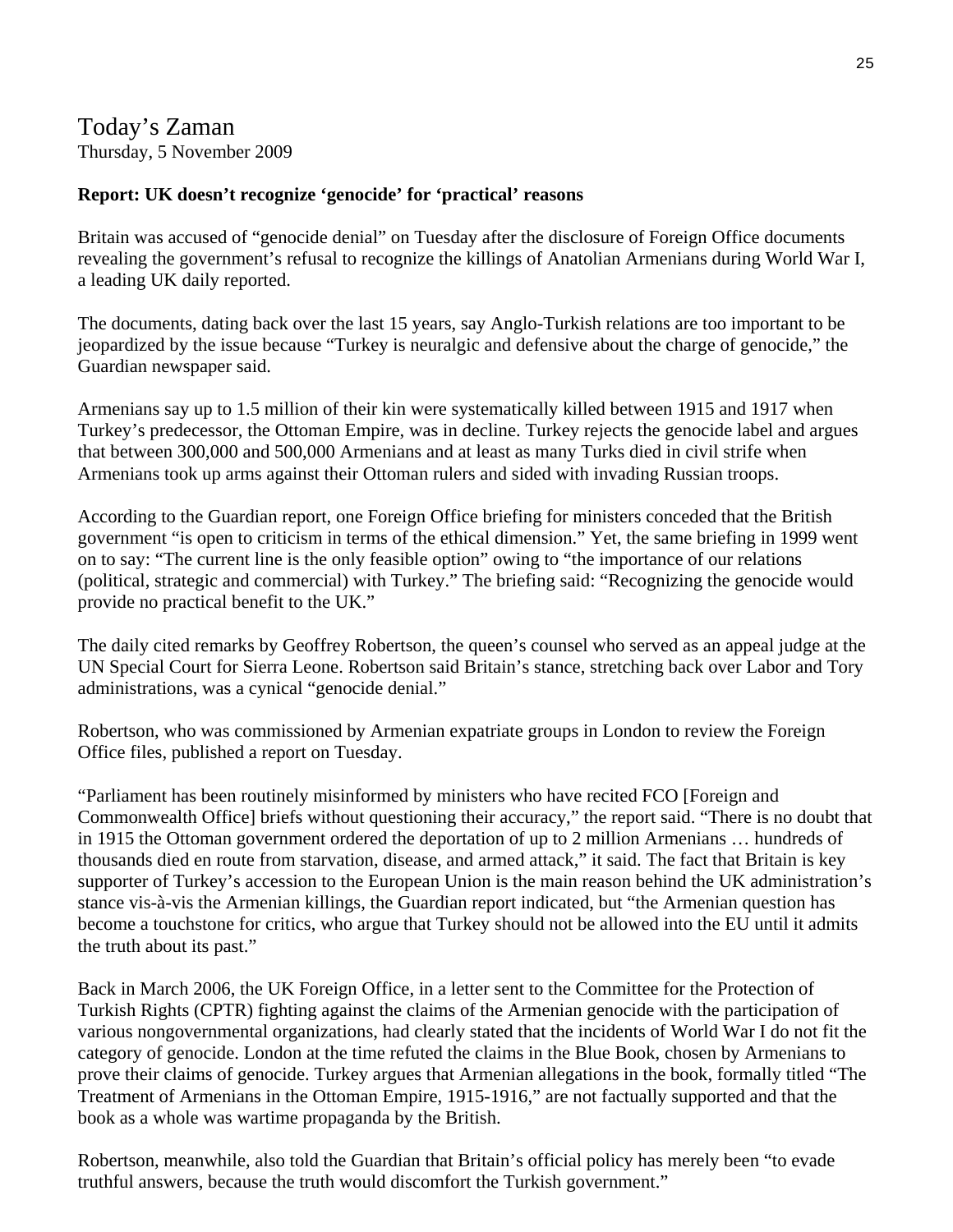# Today's Zaman

Thursday, 5 November 2009

**Report: UK doesn't recognize 'genocide' for 'practical' reasons**

Britain was accused of "genocide denial" on Tuesday after the disclosure of Foreign Office documents revealing the government's refusal to recognize the killings of Anatolian Armenians during World War I, a leading UK daily reported.

The documents, dating back over the last 15 years, say Anglo-Turkish relations are too important to be jeopardized by the issue because "Turkey is neuralgic and defensive about the charge of genocide," the Guardian newspaper said.

Armenians say up to 1.5 million of their kin were systematically killed between 1915 and 1917 when Turkey's predecessor, the Ottoman Empire, was in decline. Turkey rejects the genocide label and argues that between 300,000 and 500,000 Armenians and at least as many Turks died in civil strife when Armenians took up arms against their Ottoman rulers and sided with invading Russian troops.

According to the Guardian report, one Foreign Office briefing for ministers conceded that the British government "is open to criticism in terms of the ethical dimension." Yet, the same briefing in 1999 went on to say: "The current line is the only feasible option" owing to "the importance of our relations (political, strategic and commercial) with Turkey." The briefing said: "Recognizing the genocide would provide no practical benefit to the UK."

The daily cited remarks by Geoffrey Robertson, the queen's counsel who served as an appeal judge at the UN Special Court for Sierra Leone. Robertson said Britain's stance, stretching back over Labor and Tory administrations, was a cynical "genocide denial."

Robertson, who was commissioned by Armenian expatriate groups in London to review the Foreign Office files, published a report on Tuesday.

"Parliament has been routinely misinformed by ministers who have recited FCO [Foreign and Commonwealth Office] briefs without questioning their accuracy," the report said. "There is no doubt that in 1915 the Ottoman government ordered the deportation of up to 2 million Armenians … hundreds of thousands died en route from starvation, disease, and armed attack," it said. The fact that Britain is key supporter of Turkey's accession to the European Union is the main reason behind the UK administration's stance vis-à-vis the Armenian killings, the Guardian report indicated, but "the Armenian question has become a touchstone for critics, who argue that Turkey should not be allowed into the EU until it admits the truth about its past."

Back in March 2006, the UK Foreign Office, in a letter sent to the Committee for the Protection of Turkish Rights (CPTR) fighting against the claims of the Armenian genocide with the participation of various nongovernmental organizations, had clearly stated that the incidents of World War I do not fit the category of genocide. London at the time refuted the claims in the Blue Book, chosen by Armenians to prove their claims of genocide. Turkey argues that Armenian allegations in the book, formally titled "The Treatment of Armenians in the Ottoman Empire, 1915-1916," are not factually supported and that the book as a whole was wartime propaganda by the British.

Robertson, meanwhile, also told the Guardian that Britain's official policy has merely been "to evade truthful answers, because the truth would discomfort the Turkish government."